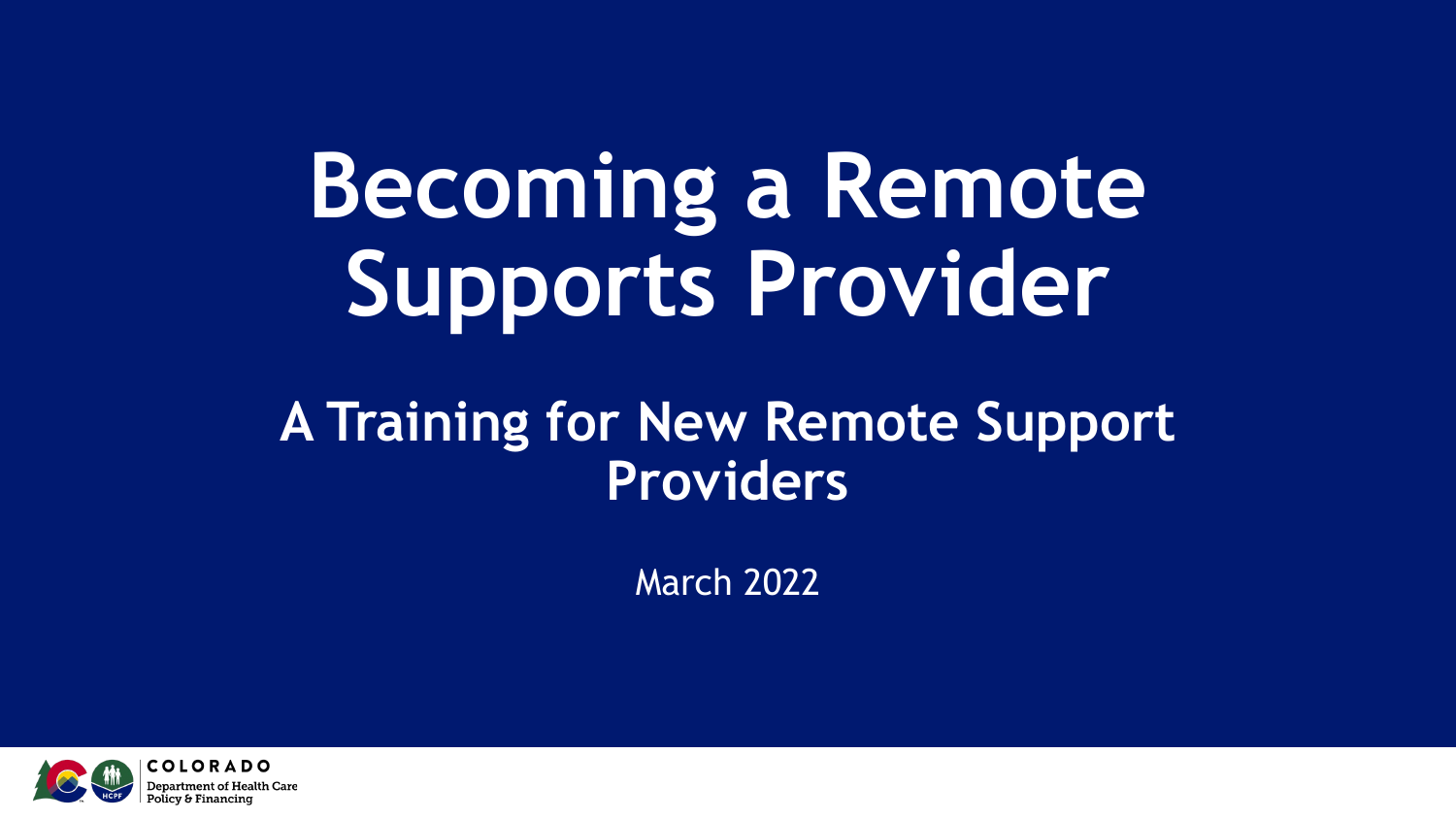# Becoming a Remote Supports Provider

## A Training for New Remote Support Providers

March 2022

COLORADO
Department of Health Care Policy & Financing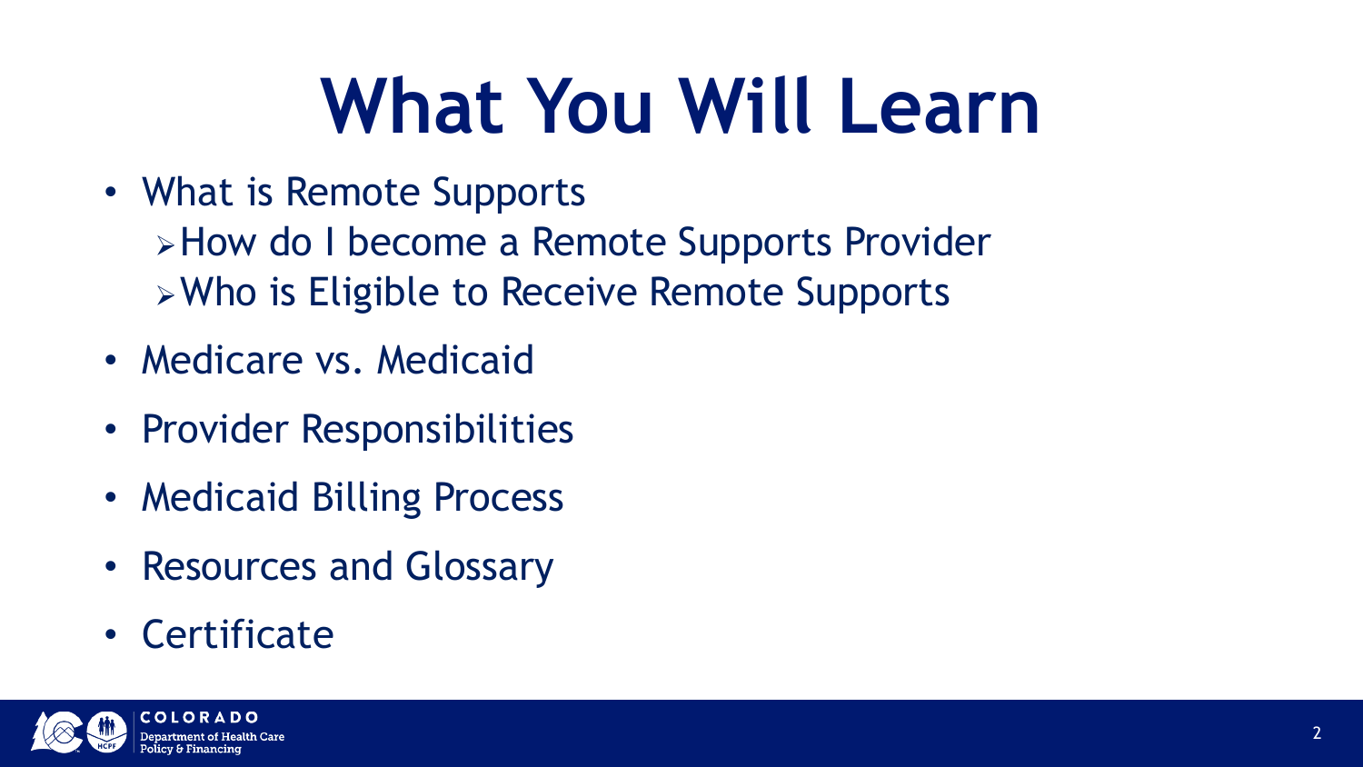# What You Will Learn

- What is Remote Supports
  - How do I become a Remote Supports Provider
  - Who is Eligible to Receive Remote Supports
- Medicare vs. Medicaid
- Provider Responsibilities
- Medicaid Billing Process
- Resources and Glossary
- Certificate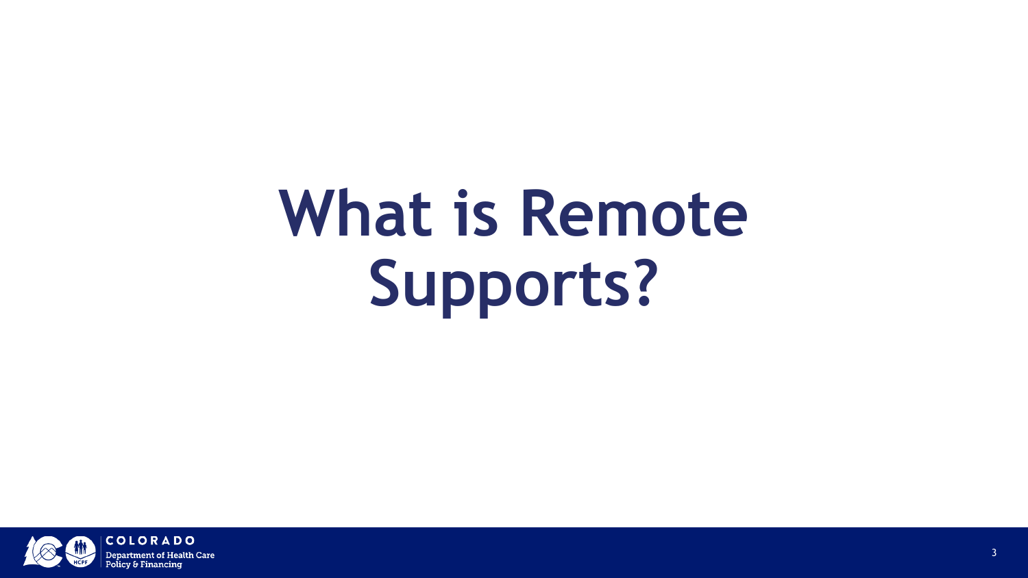# What is Remote Supports?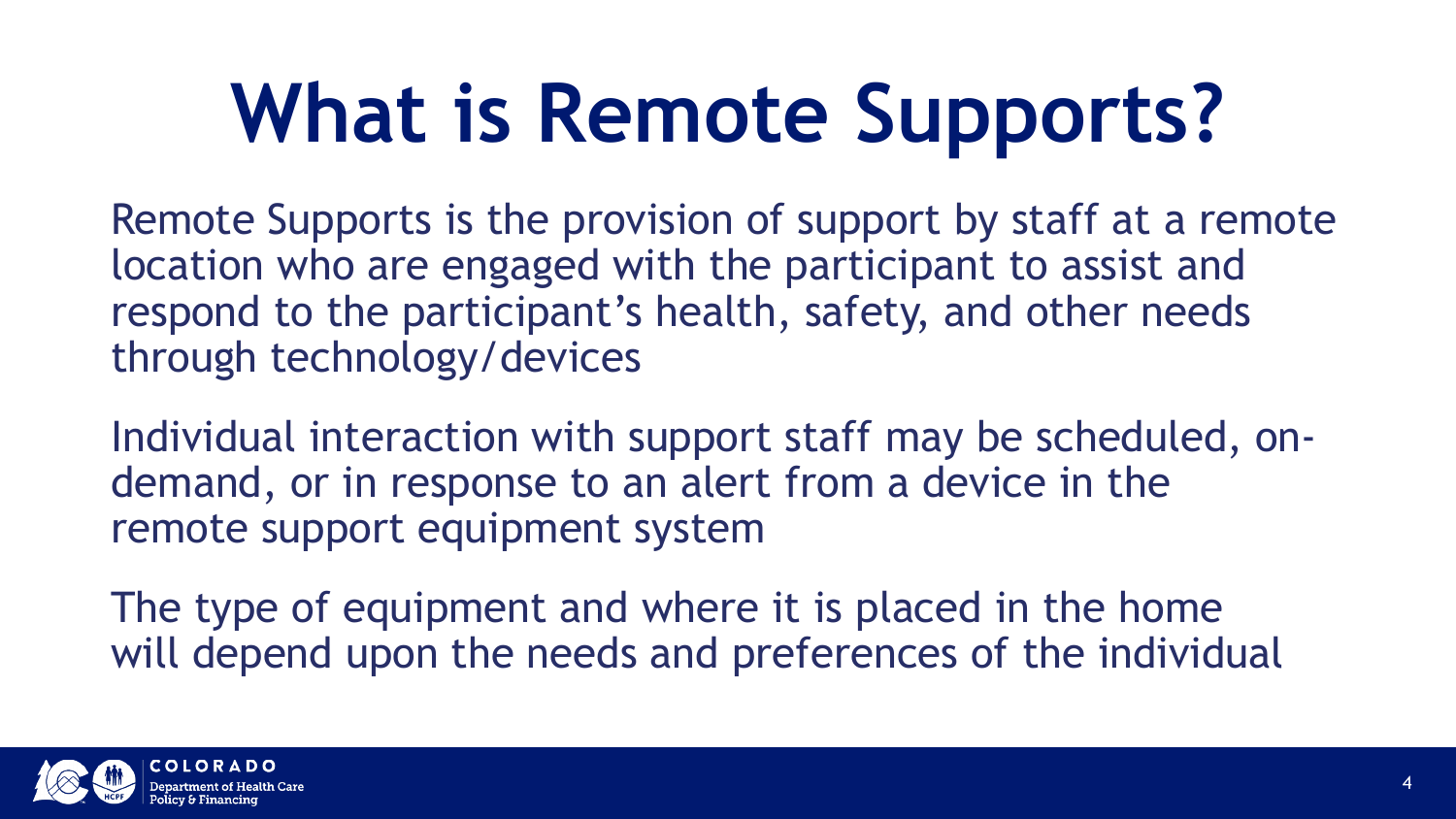# What is Remote Supports?

Remote Supports is the provision of support by staff at a remote location who are engaged with the participant to assist and respond to the participant's health, safety, and other needs through technology/devices

Individual interaction with support staff may be scheduled, on-demand, or in response to an alert from a device in the remote support equipment system

The type of equipment and where it is placed in the home will depend upon the needs and preferences of the individual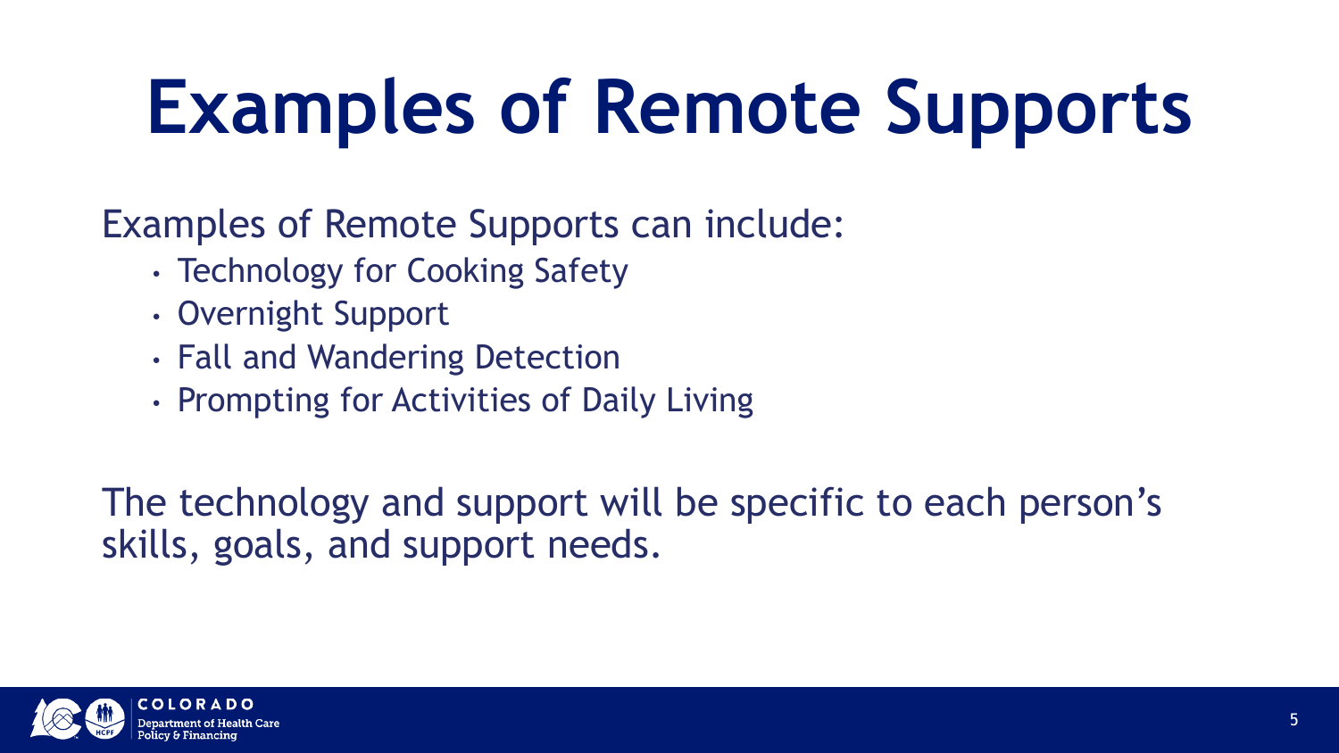# Examples of Remote Supports

Examples of Remote Supports can include:

- Technology for Cooking Safety
- Overnight Support
- Fall and Wandering Detection
- Prompting for Activities of Daily Living

The technology and support will be specific to each person's skills, goals, and support needs.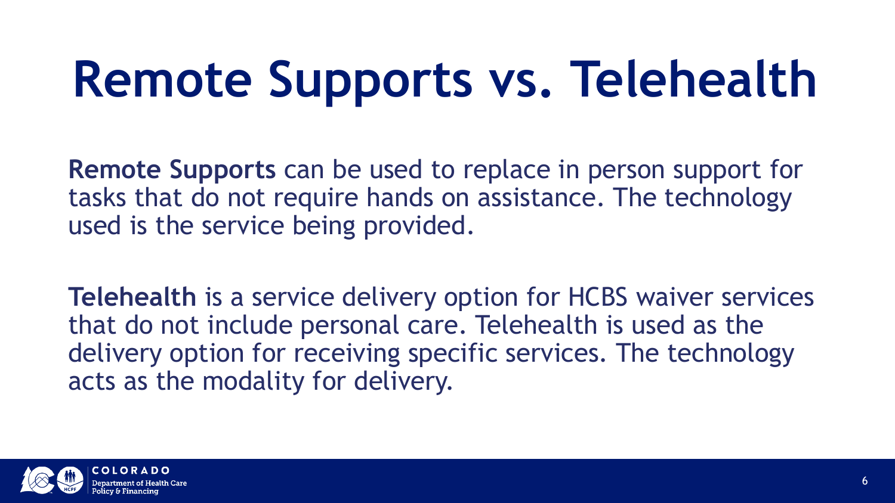# Remote Supports vs. Telehealth

**Remote Supports** can be used to replace in person support for tasks that do not require hands on assistance. The technology used is the service being provided.

**Telehealth** is a service delivery option for HCBS waiver services that do not include personal care. Telehealth is used as the delivery option for receiving specific services. The technology acts as the modality for delivery.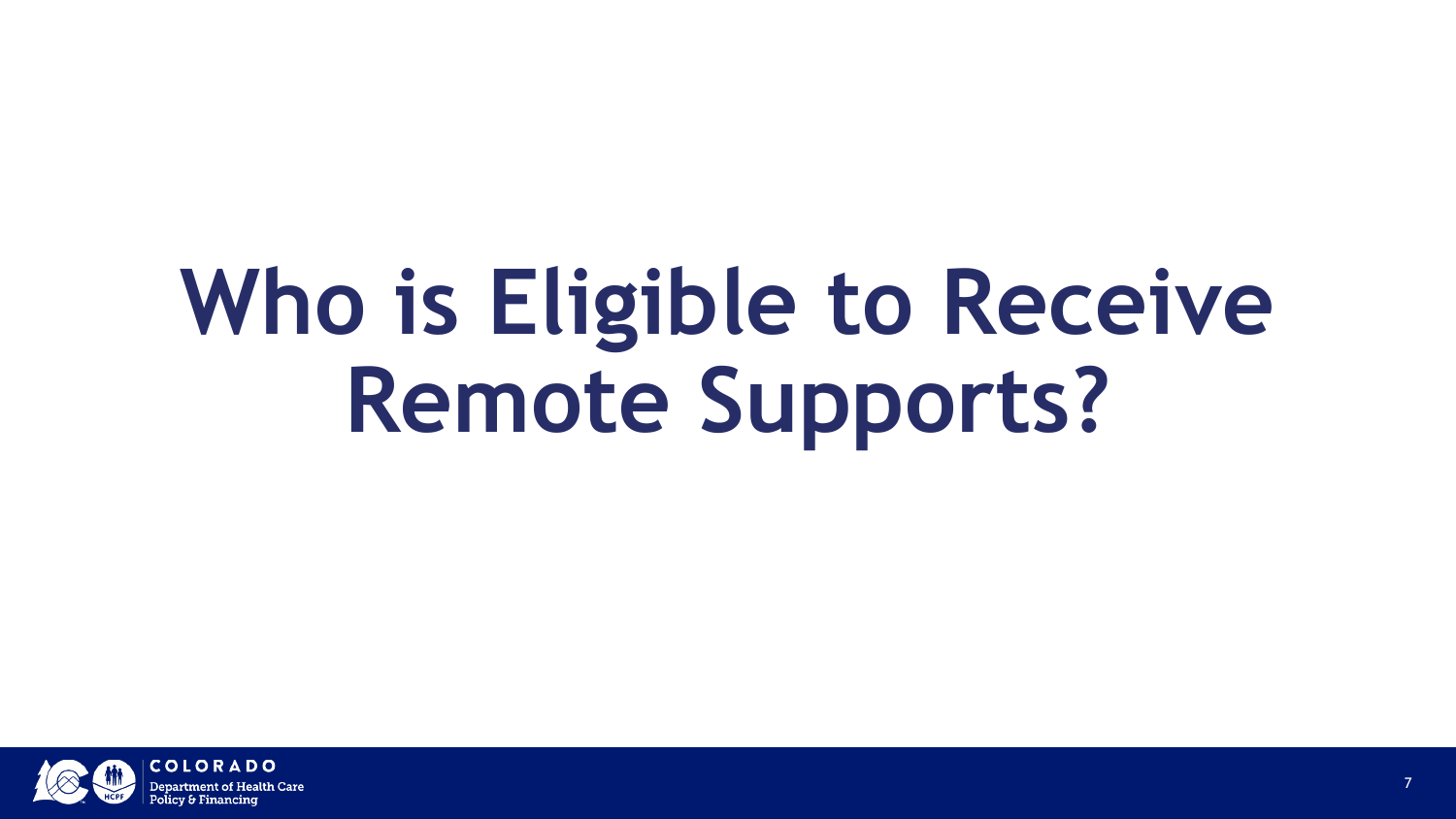# Who is Eligible to Receive Remote Supports?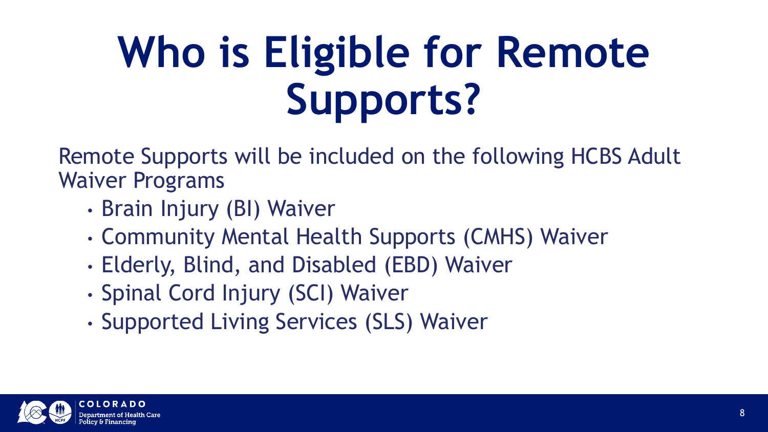# Who is Eligible for Remote Supports?

Remote Supports will be included on the following HCBS Adult Waiver Programs

- Brain Injury (BI) Waiver
- Community Mental Health Supports (CMHS) Waiver
- Elderly, Blind, and Disabled (EBD) Waiver
- Spinal Cord Injury (SCI) Waiver
- Supported Living Services (SLS) Waiver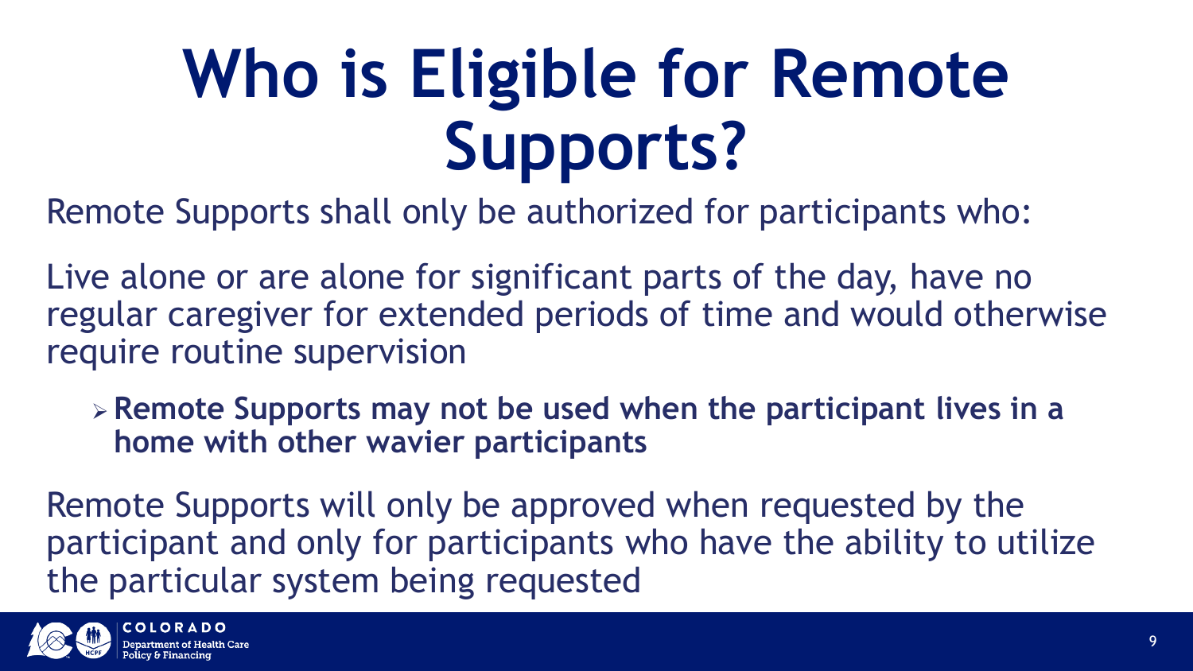# Who is Eligible for Remote Supports?

Remote Supports shall only be authorized for participants who:

Live alone or are alone for significant parts of the day, have no regular caregiver for extended periods of time and would otherwise require routine supervision

- **Remote Supports may not be used when the participant lives in a home with other wavier participants**

Remote Supports will only be approved when requested by the participant and only for participants who have the ability to utilize the particular system being requested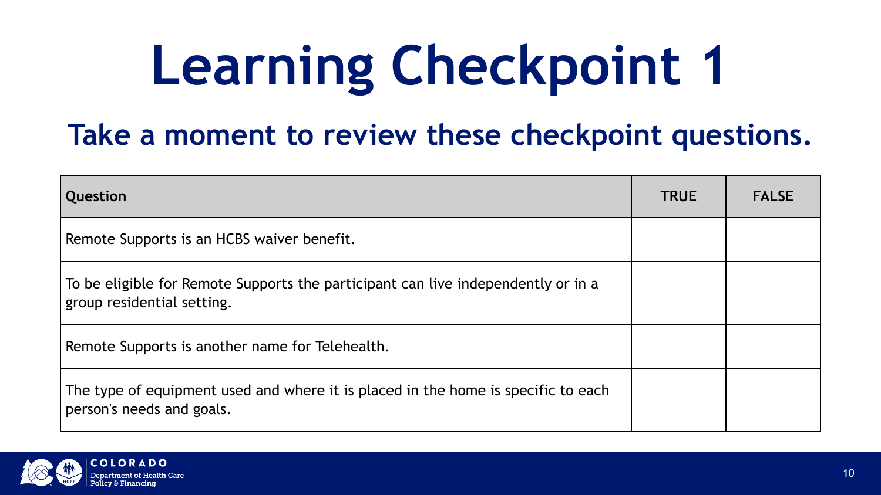# Learning Checkpoint 1

## Take a moment to review these checkpoint questions.

| Question | TRUE | FALSE |
| --- | --- | --- |
| Remote Supports is an HCBS waiver benefit. | | |
| To be eligible for Remote Supports the participant can live independently or in a group residential setting. | | |
| Remote Supports is another name for Telehealth. | | |
| The type of equipment used and where it is placed in the home is specific to each person's needs and goals. | | |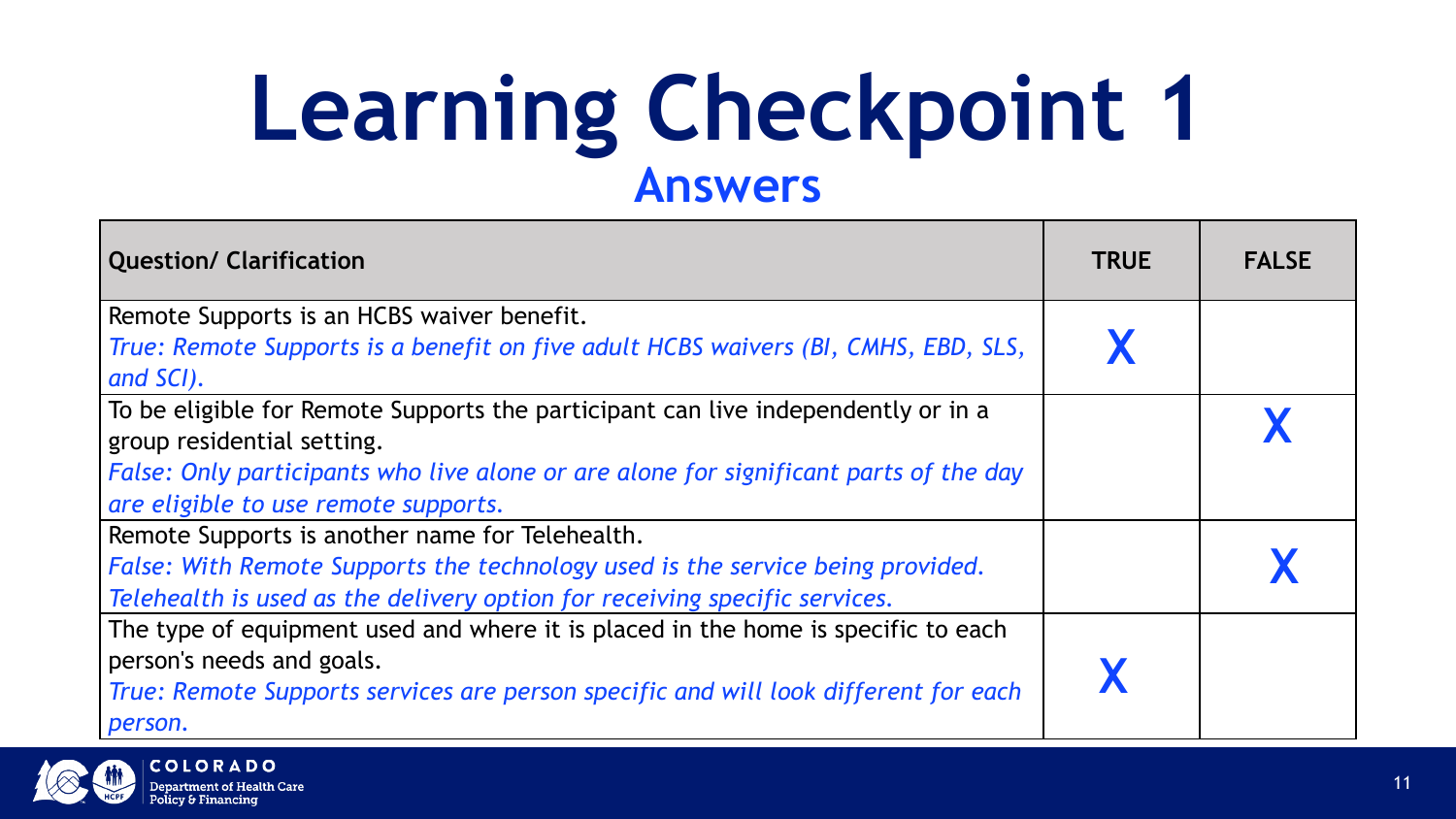# Learning Checkpoint 1

## Answers

| Question/ Clarification | TRUE | FALSE |
|---|---|---|
| Remote Supports is an HCBS waiver benefit.<br>*True: Remote Supports is a benefit on five adult HCBS waivers (BI, CMHS, EBD, SLS, and SCI).* | X | |
| To be eligible for Remote Supports the participant can live independently or in a group residential setting.<br>*False: Only participants who live alone or are alone for significant parts of the day are eligible to use remote supports.* | | X |
| Remote Supports is another name for Telehealth.<br>*False: With Remote Supports the technology used is the service being provided. Telehealth is used as the delivery option for receiving specific services.* | | X |
| The type of equipment used and where it is placed in the home is specific to each person's needs and goals.<br>*True: Remote Supports services are person specific and will look different for each person.* | X | |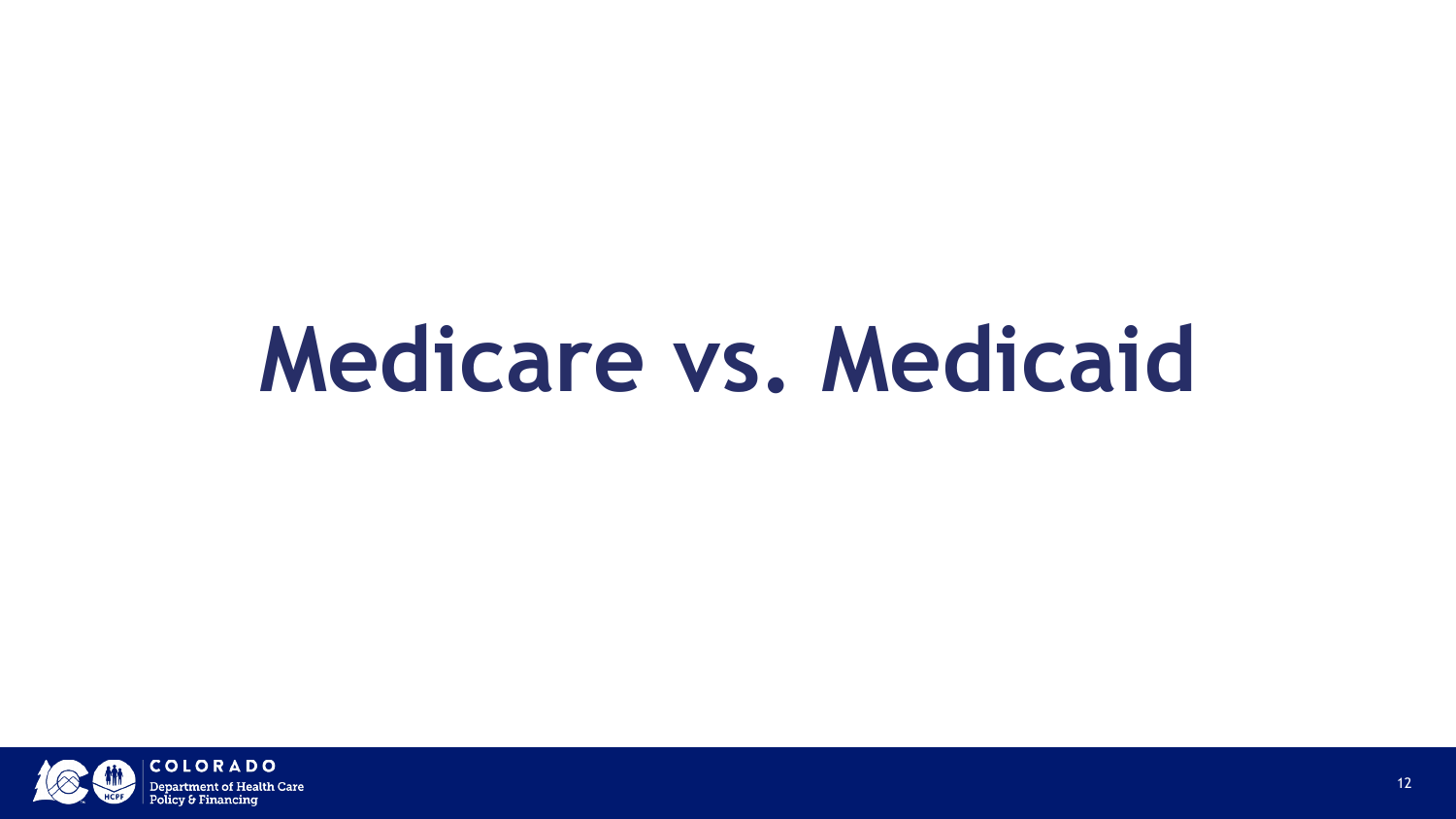# Medicare vs. Medicaid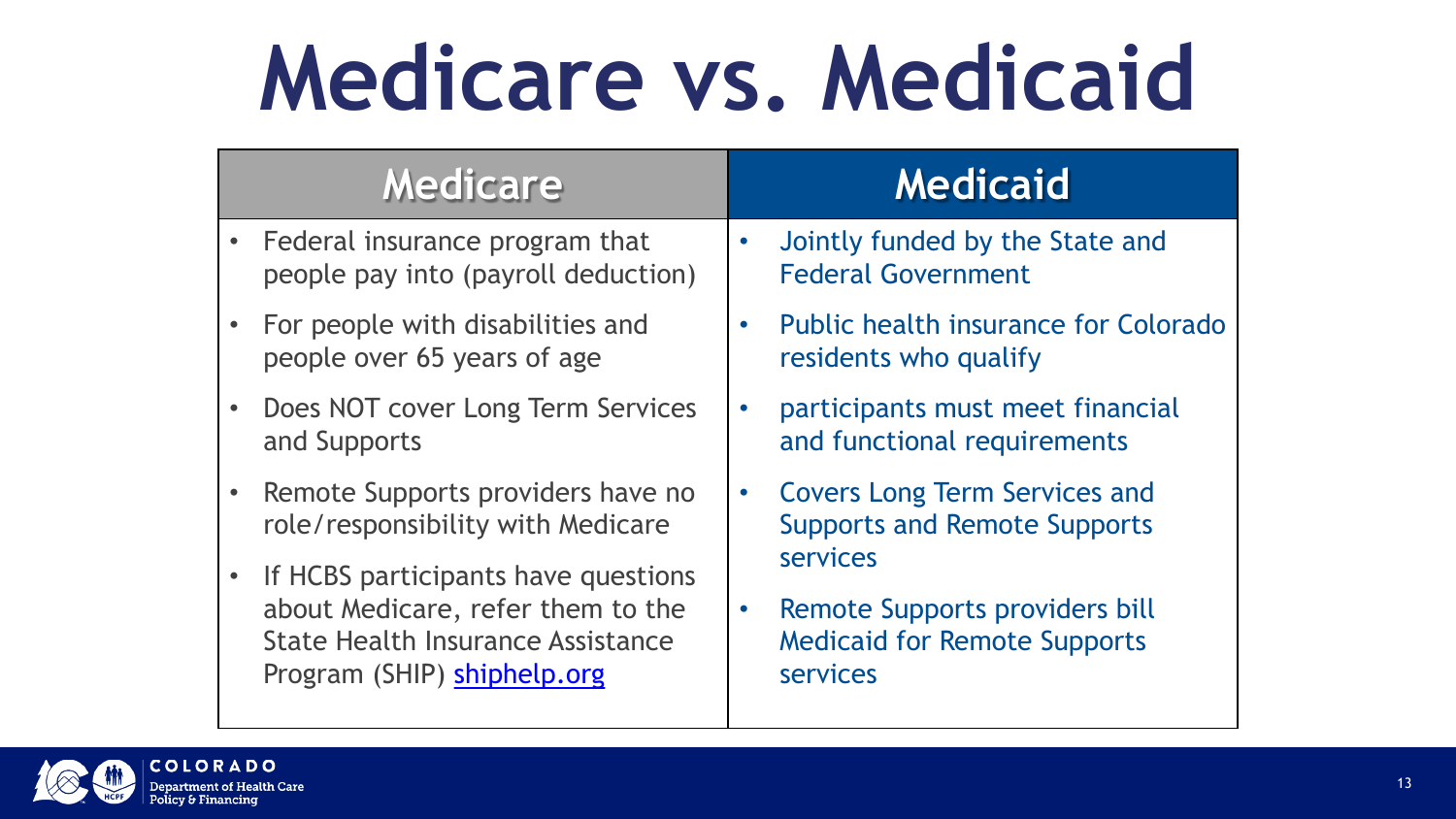# Medicare vs. Medicaid

| Medicare | Medicaid |
|---|---|
| • Federal insurance program that people pay into (payroll deduction)<br>• For people with disabilities and people over 65 years of age<br>• Does NOT cover Long Term Services and Supports<br>• Remote Supports providers have no role/responsibility with Medicare<br>• If HCBS participants have questions about Medicare, refer them to the State Health Insurance Assistance Program (SHIP) [shiphelp.org](https://shiphelp.org) | • Jointly funded by the State and Federal Government<br>• Public health insurance for Colorado residents who qualify<br>• participants must meet financial and functional requirements<br>• Covers Long Term Services and Supports and Remote Supports services<br>• Remote Supports providers bill Medicaid for Remote Supports services |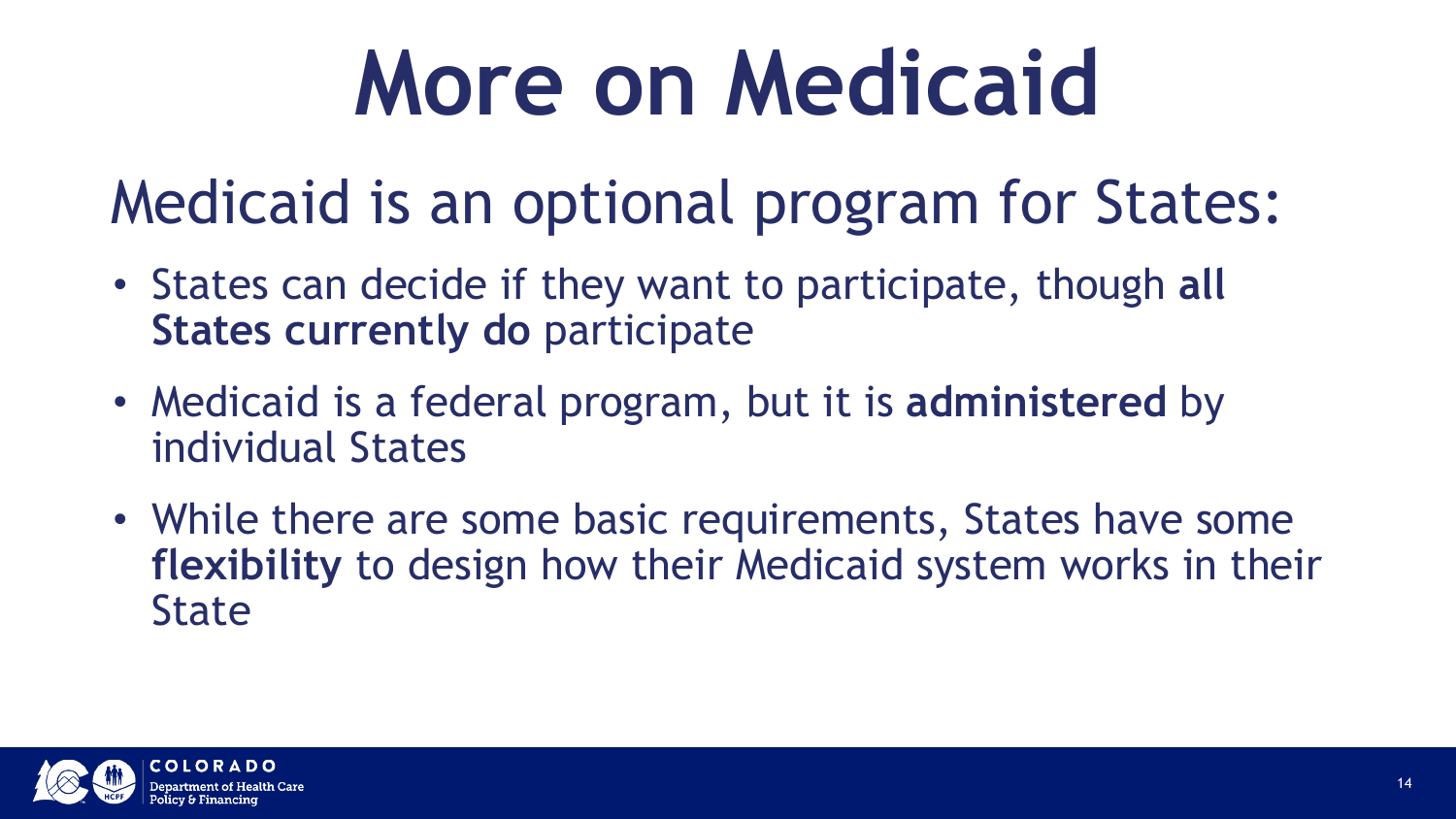# More on Medicaid

## Medicaid is an optional program for States:

- States can decide if they want to participate, though **all States currently do** participate
- Medicaid is a federal program, but it is **administered** by individual States
- While there are some basic requirements, States have some **flexibility** to design how their Medicaid system works in their State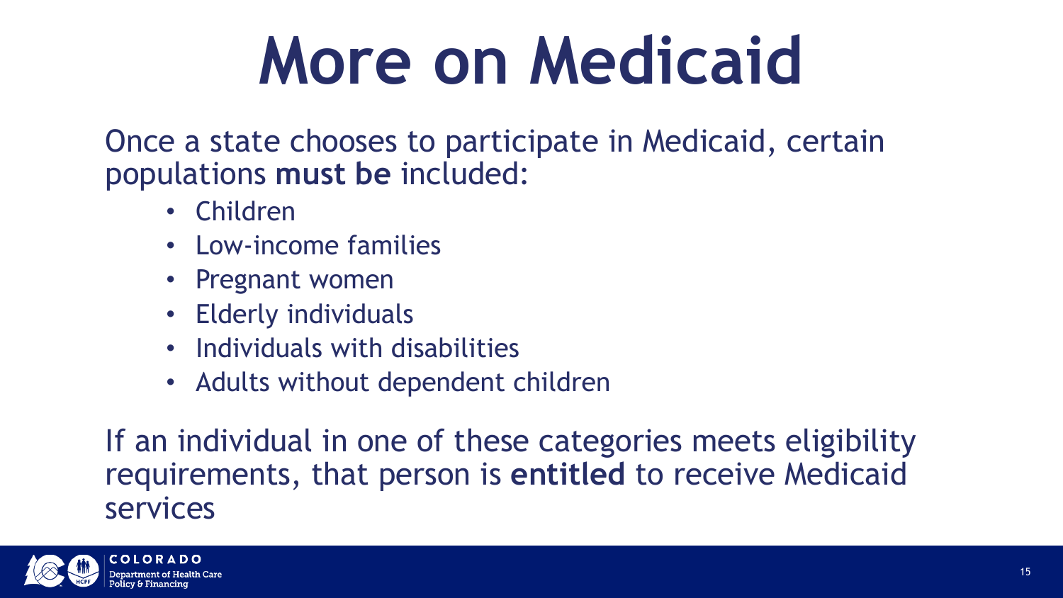# More on Medicaid

Once a state chooses to participate in Medicaid, certain populations **must be** included:

- Children
- Low-income families
- Pregnant women
- Elderly individuals
- Individuals with disabilities
- Adults without dependent children

If an individual in one of these categories meets eligibility requirements, that person is **entitled** to receive Medicaid services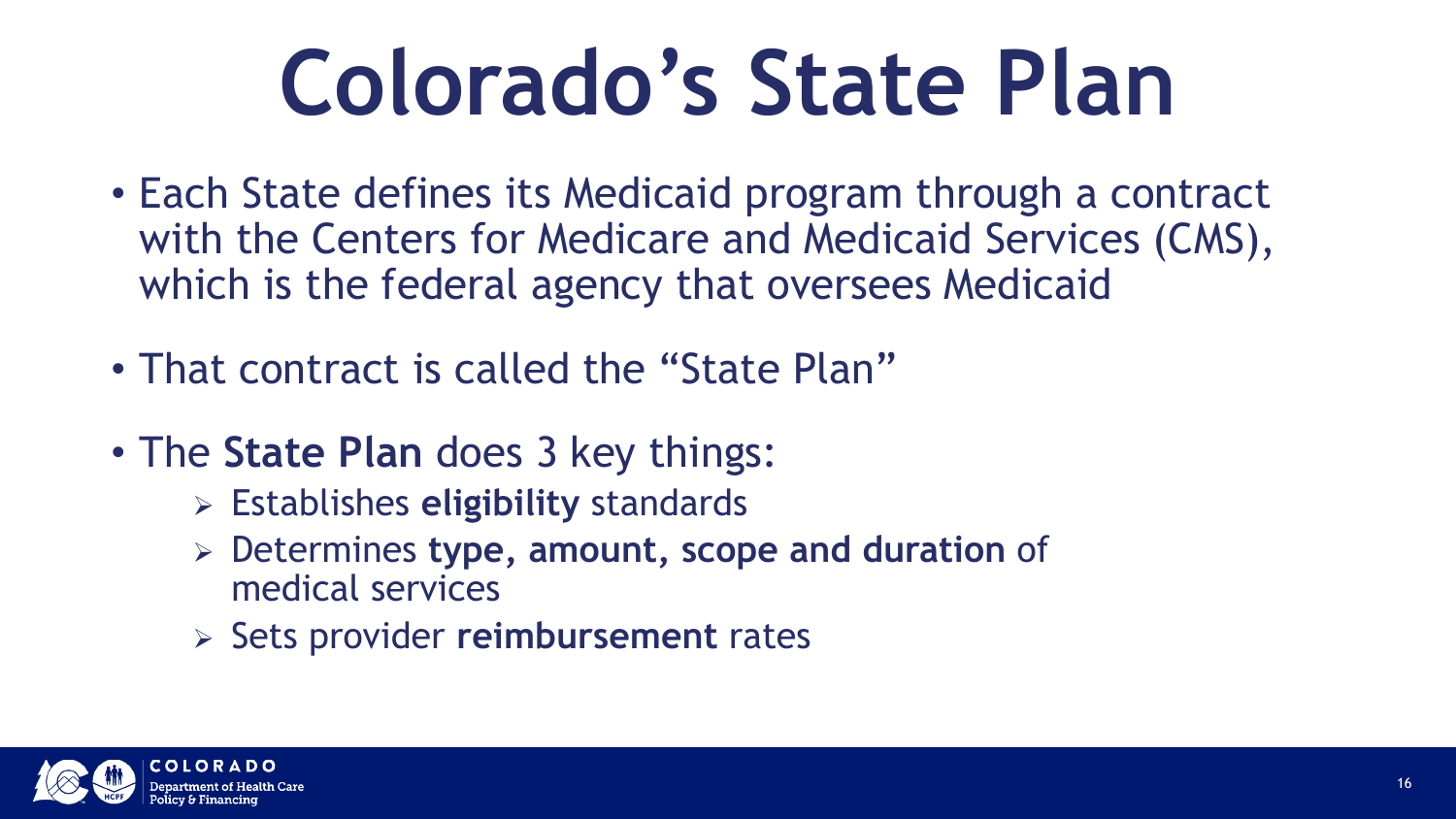# Colorado’s State Plan

- Each State defines its Medicaid program through a contract with the Centers for Medicare and Medicaid Services (CMS), which is the federal agency that oversees Medicaid
- That contract is called the “State Plan”
- The **State Plan** does 3 key things:
  - Establishes **eligibility** standards
  - Determines **type, amount, scope and duration** of medical services
  - Sets provider **reimbursement** rates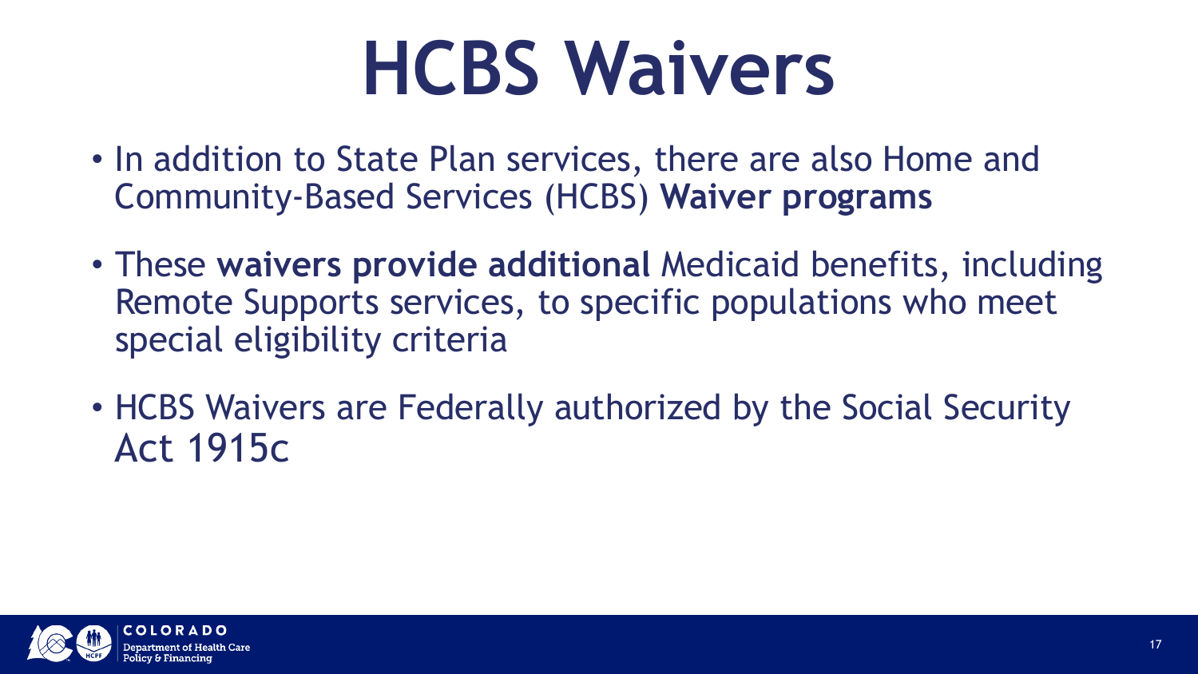# HCBS Waivers

- In addition to State Plan services, there are also Home and Community-Based Services (HCBS) **Waiver programs**
- These **waivers provide additional** Medicaid benefits, including Remote Supports services, to specific populations who meet special eligibility criteria
- HCBS Waivers are Federally authorized by the Social Security Act 1915c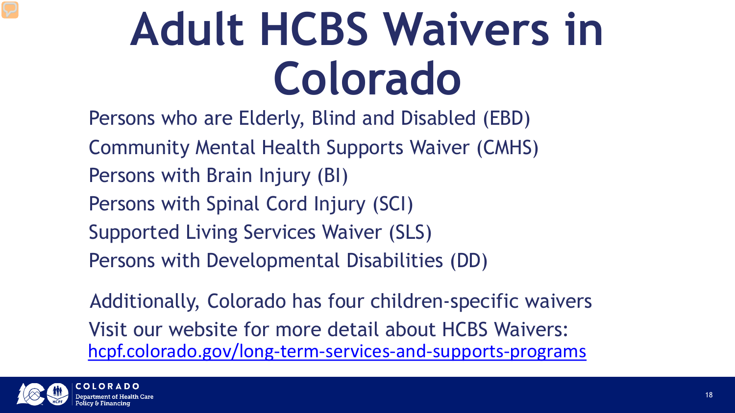# Adult HCBS Waivers in Colorado

Persons who are Elderly, Blind and Disabled (EBD)

Community Mental Health Supports Waiver (CMHS)

Persons with Brain Injury (BI)

Persons with Spinal Cord Injury (SCI)

Supported Living Services Waiver (SLS)

Persons with Developmental Disabilities (DD)

Additionally, Colorado has four children-specific waivers

Visit our website for more detail about HCBS Waivers:
[hcpf.colorado.gov/long-term-services-and-supports-programs](https://hcpf.colorado.gov/long-term-services-and-supports-programs)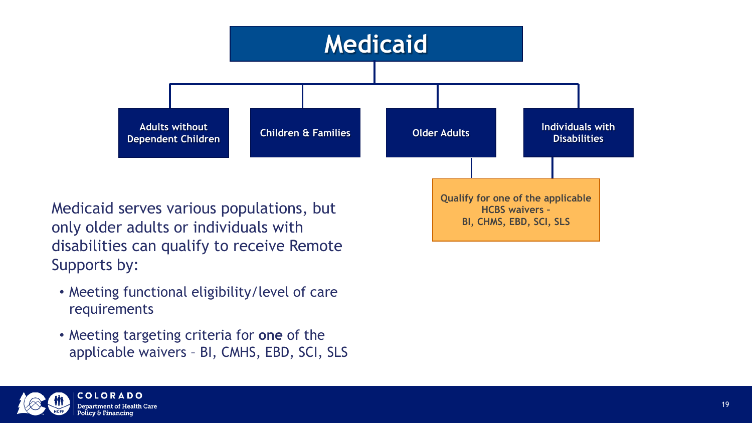# Medicaid

- Adults without Dependent Children
- Children & Families
- Older Adults
- Individuals with Disabilities

**Qualify for one of the applicable HCBS waivers – BI, CHMS, EBD, SCI, SLS**

Medicaid serves various populations, but only older adults or individuals with disabilities can qualify to receive Remote Supports by:

- Meeting functional eligibility/level of care requirements
- Meeting targeting criteria for **one** of the applicable waivers – BI, CMHS, EBD, SCI, SLS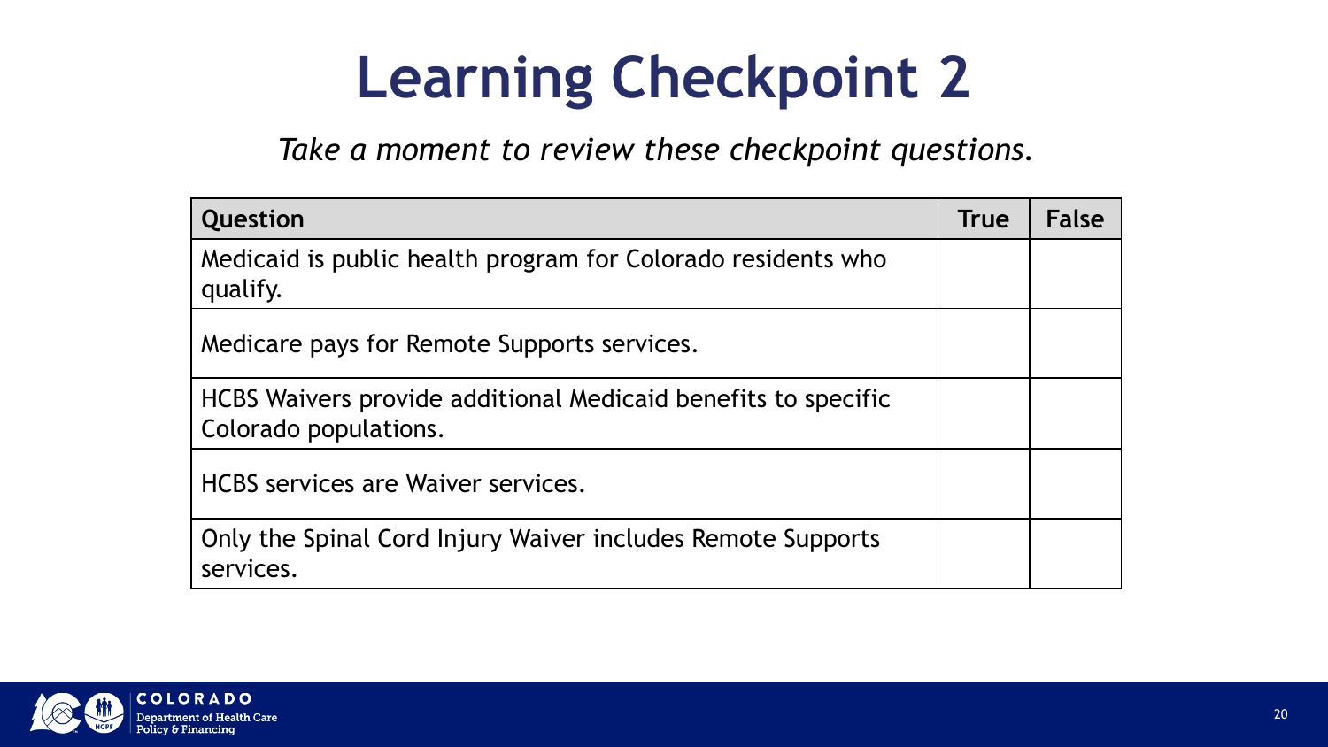# Learning Checkpoint 2

*Take a moment to review these checkpoint questions.*

| Question | True | False |
|---|---|---|
| Medicaid is public health program for Colorado residents who qualify. | | |
| Medicare pays for Remote Supports services. | | |
| HCBS Waivers provide additional Medicaid benefits to specific Colorado populations. | | |
| HCBS services are Waiver services. | | |
| Only the Spinal Cord Injury Waiver includes Remote Supports services. | | |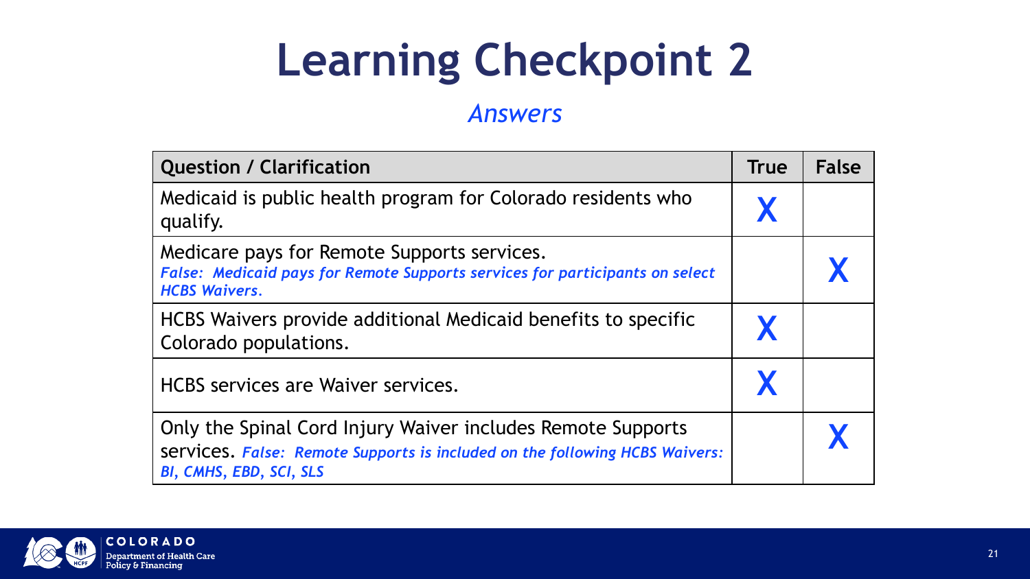# Learning Checkpoint 2

*Answers*

| Question / Clarification | True | False |
|---|---|---|
| Medicaid is public health program for Colorado residents who qualify. | **X** | |
| Medicare pays for Remote Supports services. ***False: Medicaid pays for Remote Supports services for participants on select HCBS Waivers.*** | | **X** |
| HCBS Waivers provide additional Medicaid benefits to specific Colorado populations. | **X** | |
| HCBS services are Waiver services. | **X** | |
| Only the Spinal Cord Injury Waiver includes Remote Supports services. ***False: Remote Supports is included on the following HCBS Waivers: BI, CMHS, EBD, SCI, SLS*** | | **X** |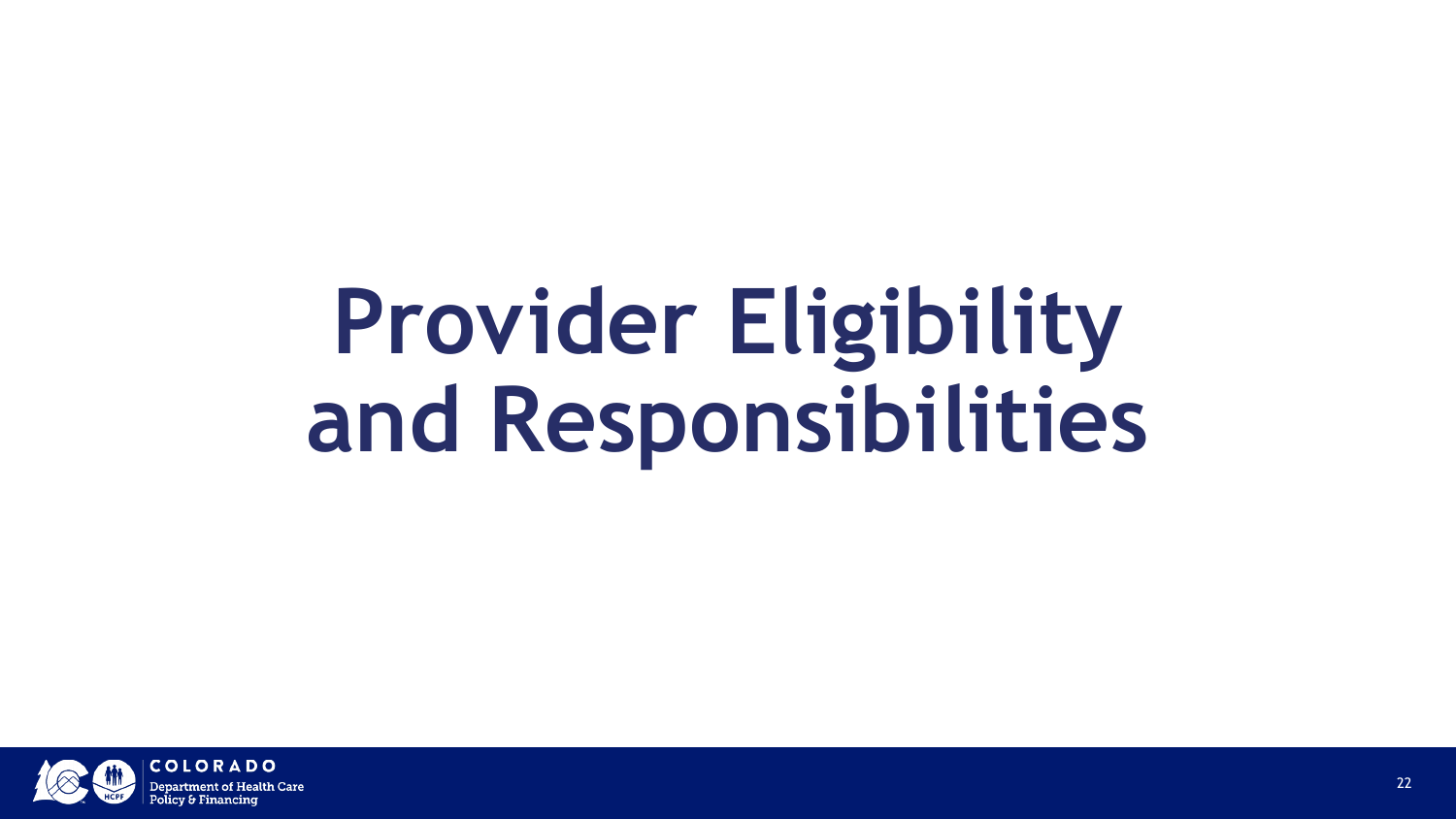# Provider Eligibility and Responsibilities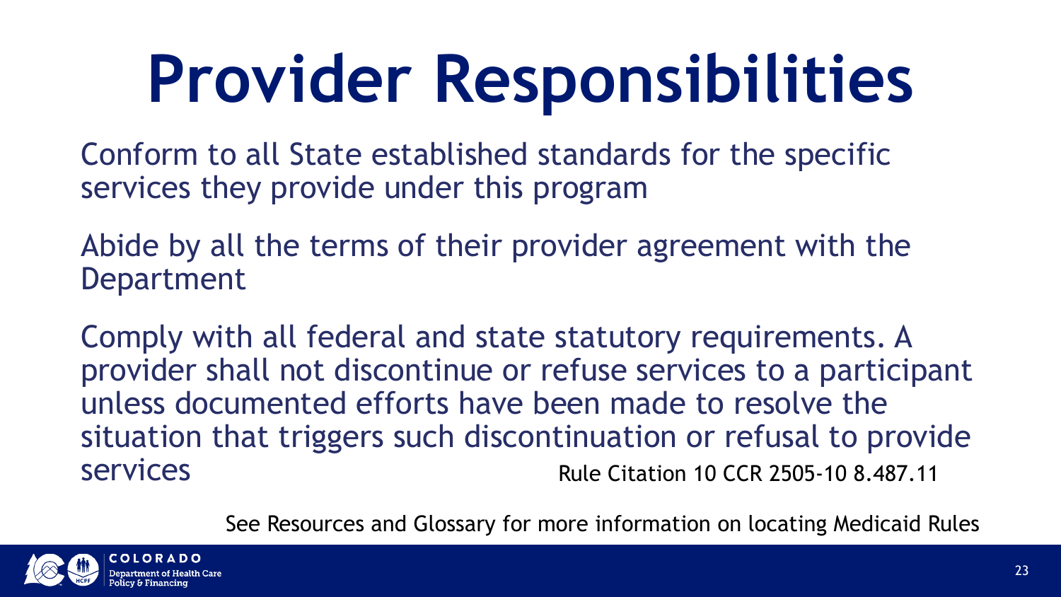# Provider Responsibilities

Conform to all State established standards for the specific services they provide under this program

Abide by all the terms of their provider agreement with the Department

Comply with all federal and state statutory requirements. A provider shall not discontinue or refuse services to a participant unless documented efforts have been made to resolve the situation that triggers such discontinuation or refusal to provide services

Rule Citation 10 CCR 2505-10 8.487.11

See Resources and Glossary for more information on locating Medicaid Rules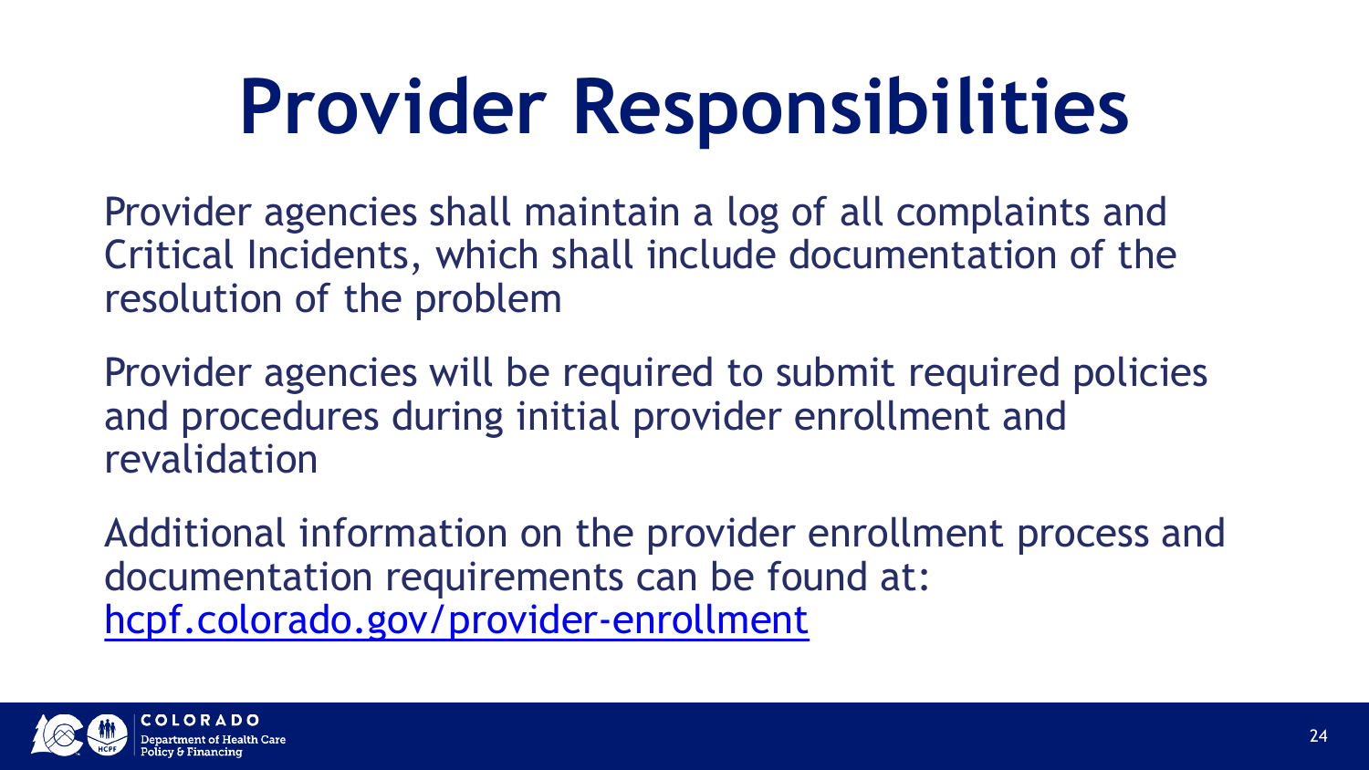# Provider Responsibilities

Provider agencies shall maintain a log of all complaints and Critical Incidents, which shall include documentation of the resolution of the problem

Provider agencies will be required to submit required policies and procedures during initial provider enrollment and revalidation

Additional information on the provider enrollment process and documentation requirements can be found at: [hcpf.colorado.gov/provider-enrollment](https://hcpf.colorado.gov/provider-enrollment)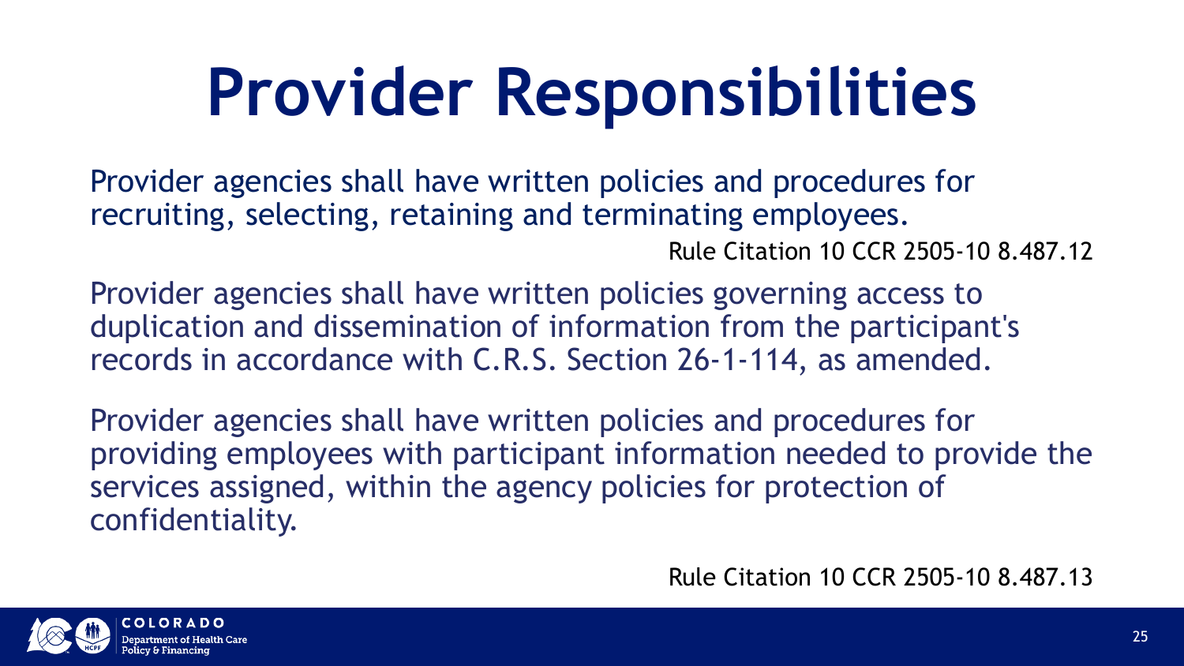# Provider Responsibilities

Provider agencies shall have written policies and procedures for recruiting, selecting, retaining and terminating employees.

Rule Citation 10 CCR 2505-10 8.487.12

Provider agencies shall have written policies governing access to duplication and dissemination of information from the participant's records in accordance with C.R.S. Section 26-1-114, as amended.

Provider agencies shall have written policies and procedures for providing employees with participant information needed to provide the services assigned, within the agency policies for protection of confidentiality.

Rule Citation 10 CCR 2505-10 8.487.13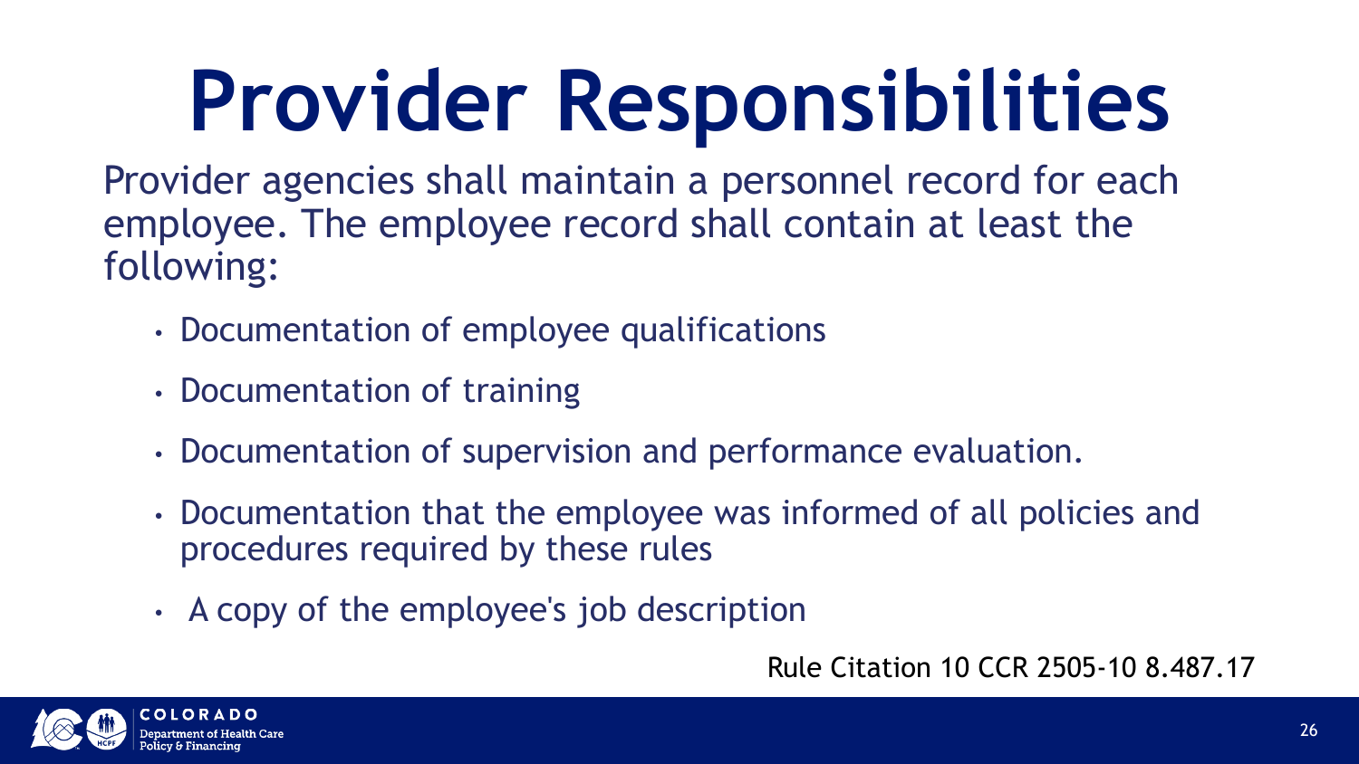# Provider Responsibilities

Provider agencies shall maintain a personnel record for each employee. The employee record shall contain at least the following:

- Documentation of employee qualifications
- Documentation of training
- Documentation of supervision and performance evaluation.
- Documentation that the employee was informed of all policies and procedures required by these rules
- A copy of the employee's job description

Rule Citation 10 CCR 2505-10 8.487.17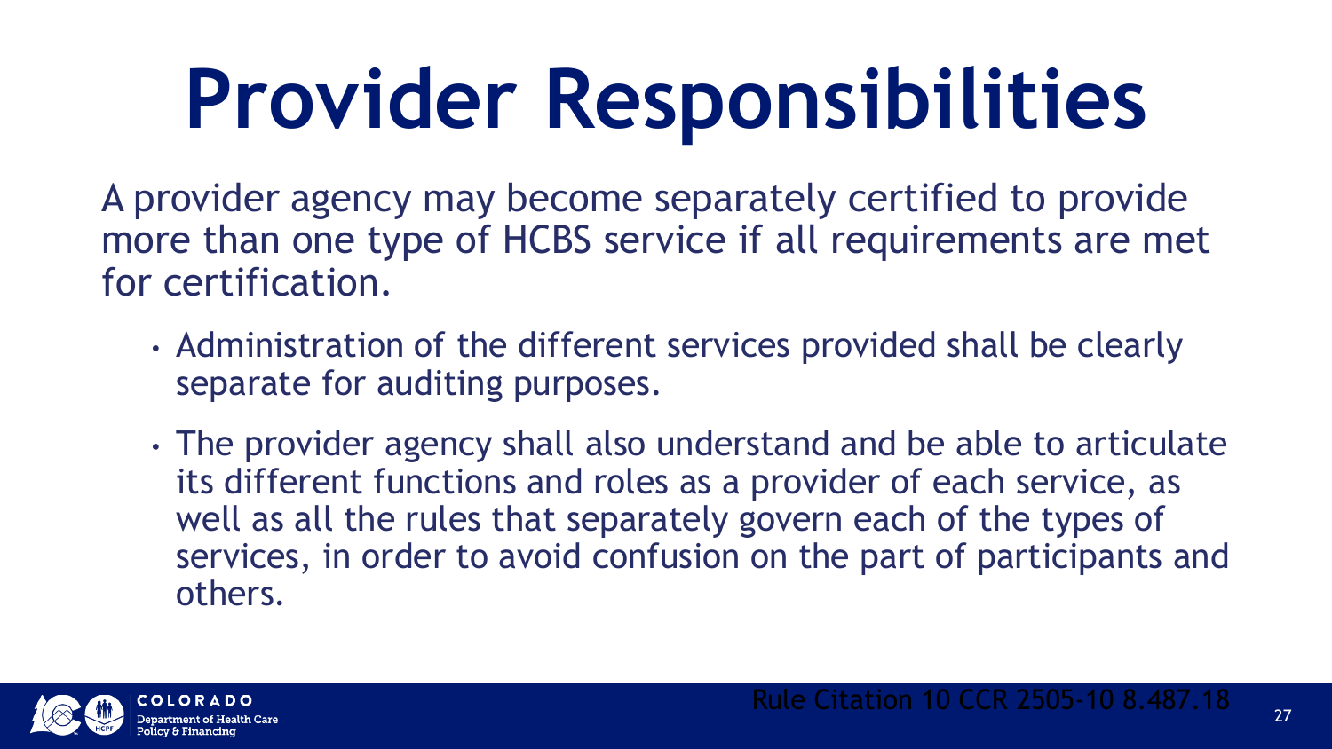# Provider Responsibilities

A provider agency may become separately certified to provide more than one type of HCBS service if all requirements are met for certification.

- Administration of the different services provided shall be clearly separate for auditing purposes.
- The provider agency shall also understand and be able to articulate its different functions and roles as a provider of each service, as well as all the rules that separately govern each of the types of services, in order to avoid confusion on the part of participants and others.

Rule Citation 10 CCR 2505-10 8.487.18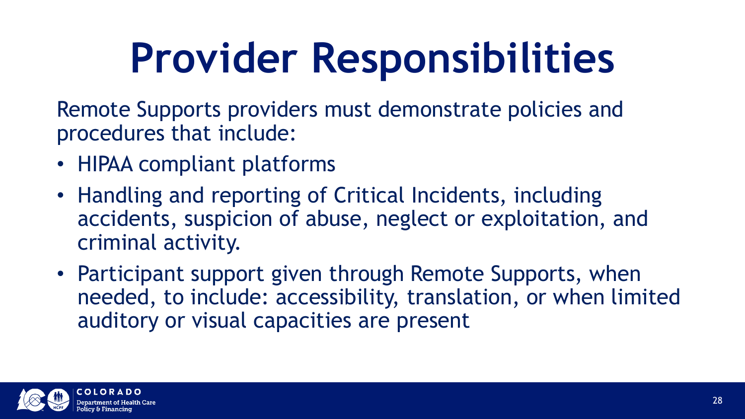# Provider Responsibilities

Remote Supports providers must demonstrate policies and procedures that include:

- HIPAA compliant platforms
- Handling and reporting of Critical Incidents, including accidents, suspicion of abuse, neglect or exploitation, and criminal activity.
- Participant support given through Remote Supports, when needed, to include: accessibility, translation, or when limited auditory or visual capacities are present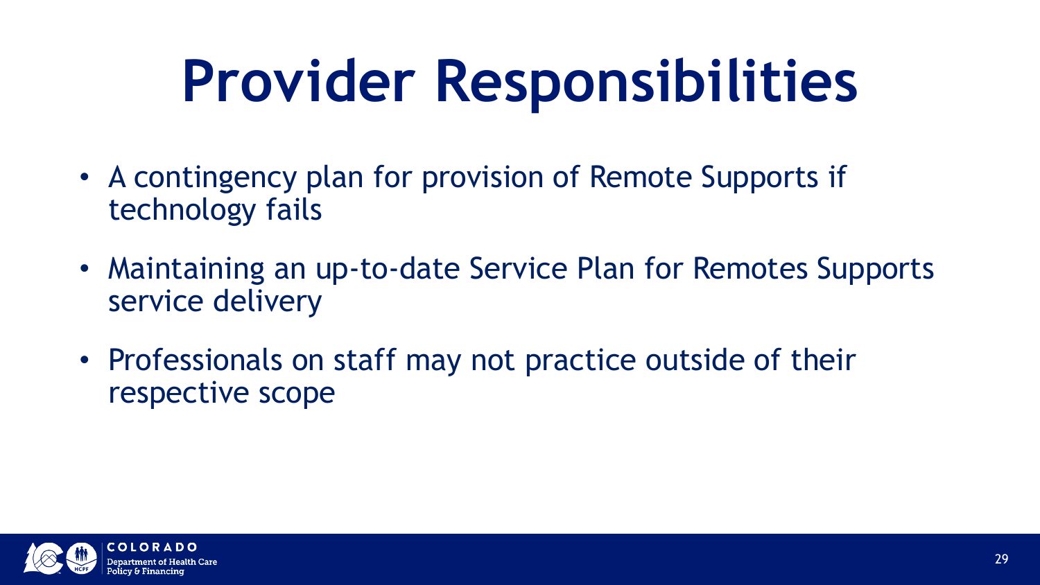# Provider Responsibilities

- A contingency plan for provision of Remote Supports if technology fails
- Maintaining an up-to-date Service Plan for Remotes Supports service delivery
- Professionals on staff may not practice outside of their respective scope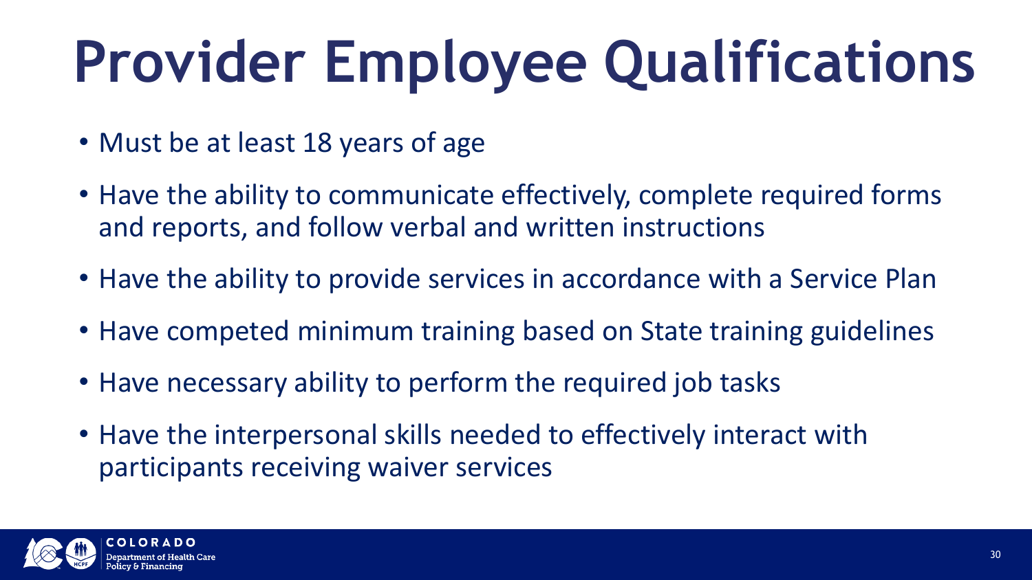# Provider Employee Qualifications

- Must be at least 18 years of age
- Have the ability to communicate effectively, complete required forms and reports, and follow verbal and written instructions
- Have the ability to provide services in accordance with a Service Plan
- Have competed minimum training based on State training guidelines
- Have necessary ability to perform the required job tasks
- Have the interpersonal skills needed to effectively interact with participants receiving waiver services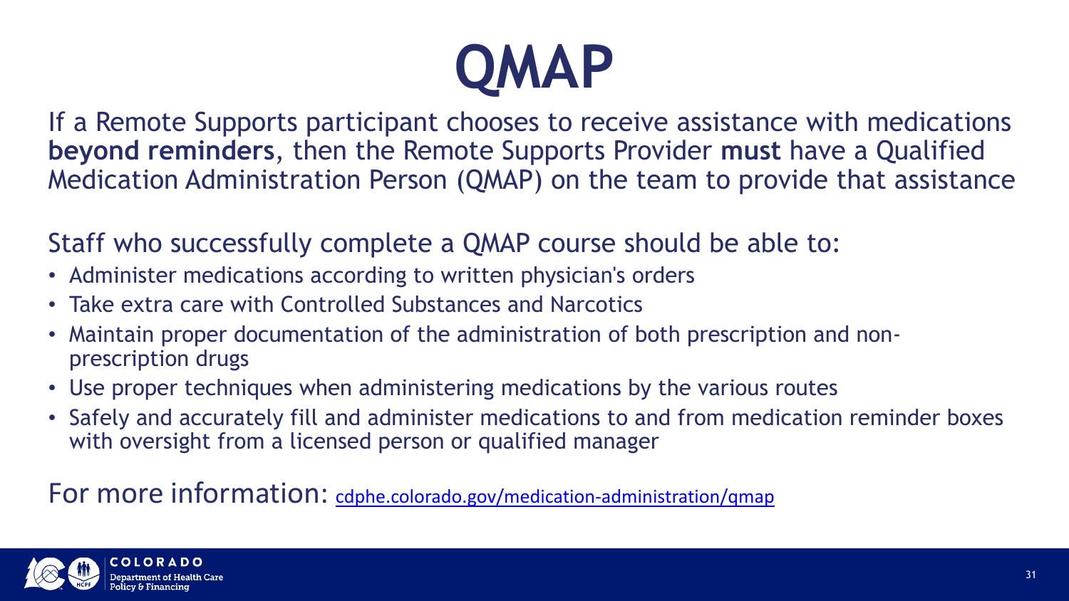# QMAP

If a Remote Supports participant chooses to receive assistance with medications **beyond reminders**, then the Remote Supports Provider **must** have a Qualified Medication Administration Person (QMAP) on the team to provide that assistance

Staff who successfully complete a QMAP course should be able to:

- Administer medications according to written physician's orders
- Take extra care with Controlled Substances and Narcotics
- Maintain proper documentation of the administration of both prescription and non-prescription drugs
- Use proper techniques when administering medications by the various routes
- Safely and accurately fill and administer medications to and from medication reminder boxes with oversight from a licensed person or qualified manager

For more information: [cdphe.colorado.gov/medication-administration/qmap](https://cdphe.colorado.gov/medication-administration/qmap)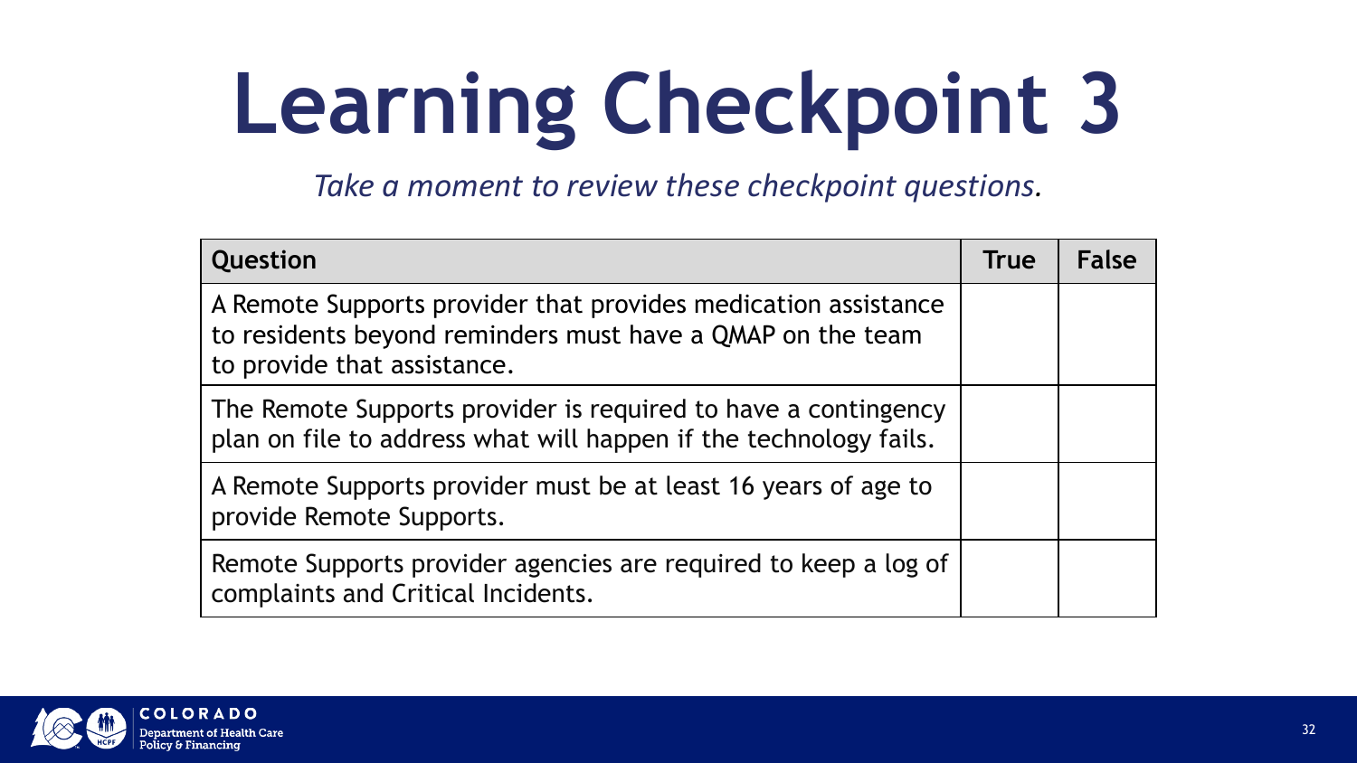# Learning Checkpoint 3

*Take a moment to review these checkpoint questions.*

| Question | True | False |
| --- | --- | --- |
| A Remote Supports provider that provides medication assistance to residents beyond reminders must have a QMAP on the team to provide that assistance. | | |
| The Remote Supports provider is required to have a contingency plan on file to address what will happen if the technology fails. | | |
| A Remote Supports provider must be at least 16 years of age to provide Remote Supports. | | |
| Remote Supports provider agencies are required to keep a log of complaints and Critical Incidents. | | |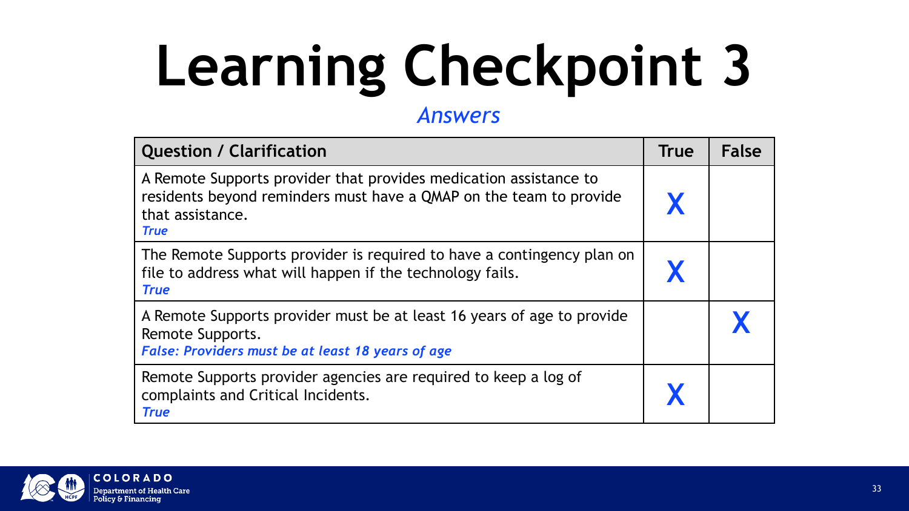# Learning Checkpoint 3

*Answers*

| Question / Clarification | True | False |
|---|---|---|
| A Remote Supports provider that provides medication assistance to residents beyond reminders must have a QMAP on the team to provide that assistance. ***True*** | X | |
| The Remote Supports provider is required to have a contingency plan on file to address what will happen if the technology fails. ***True*** | X | |
| A Remote Supports provider must be at least 16 years of age to provide Remote Supports. ***False: Providers must be at least 18 years of age*** | | X |
| Remote Supports provider agencies are required to keep a log of complaints and Critical Incidents. ***True*** | X | |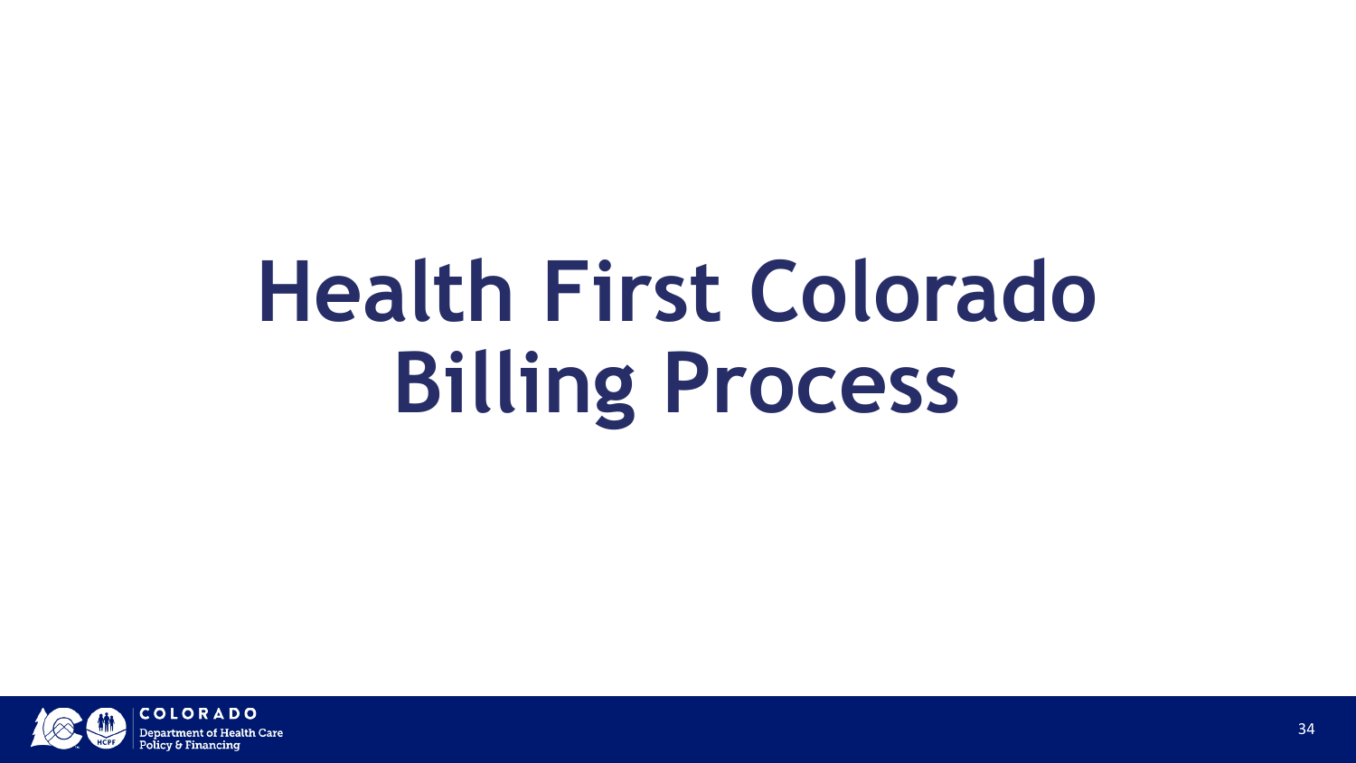# Health First Colorado Billing Process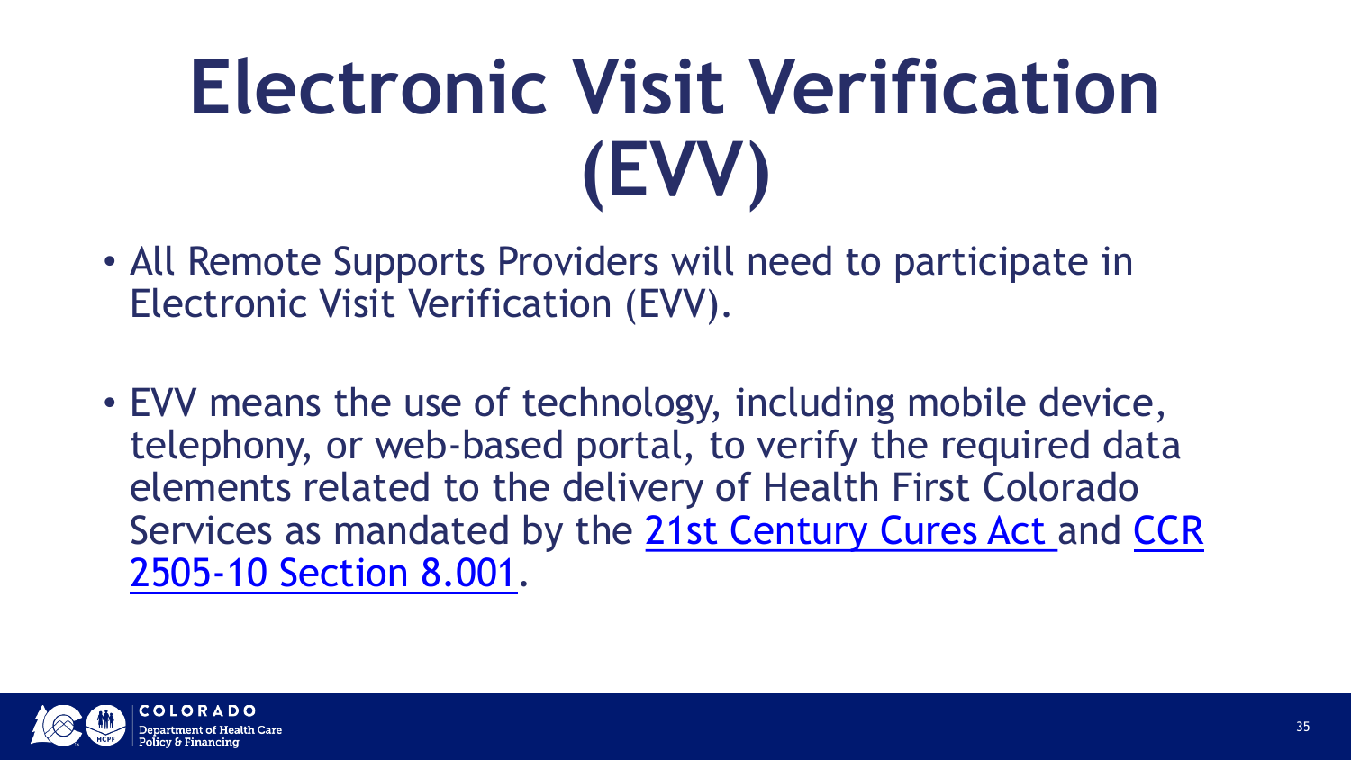# Electronic Visit Verification (EVV)

- All Remote Supports Providers will need to participate in Electronic Visit Verification (EVV).

- EVV means the use of technology, including mobile device, telephony, or web-based portal, to verify the required data elements related to the delivery of Health First Colorado Services as mandated by the 21st Century Cures Act and CCR 2505-10 Section 8.001.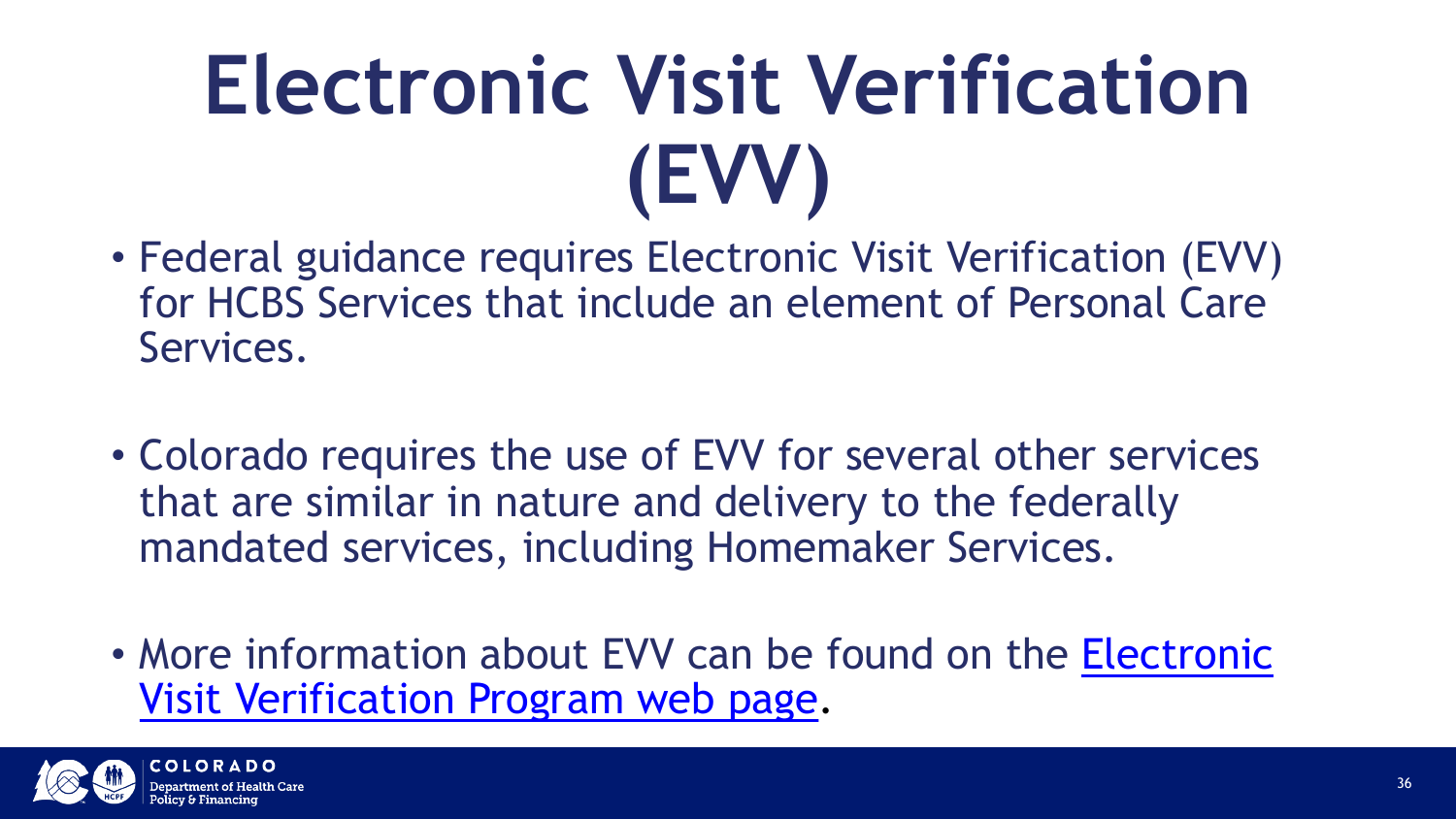# Electronic Visit Verification (EVV)

- Federal guidance requires Electronic Visit Verification (EVV) for HCBS Services that include an element of Personal Care Services.
- Colorado requires the use of EVV for several other services that are similar in nature and delivery to the federally mandated services, including Homemaker Services.
- More information about EVV can be found on the Electronic Visit Verification Program web page.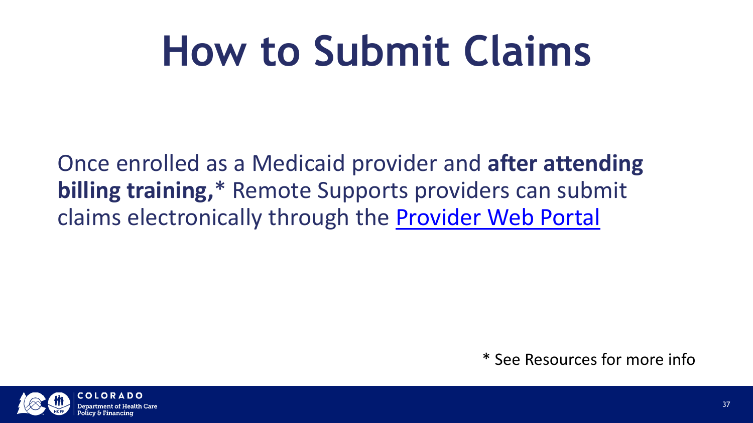# How to Submit Claims

Once enrolled as a Medicaid provider and **after attending billing training,*** Remote Supports providers can submit claims electronically through the Provider Web Portal

* See Resources for more info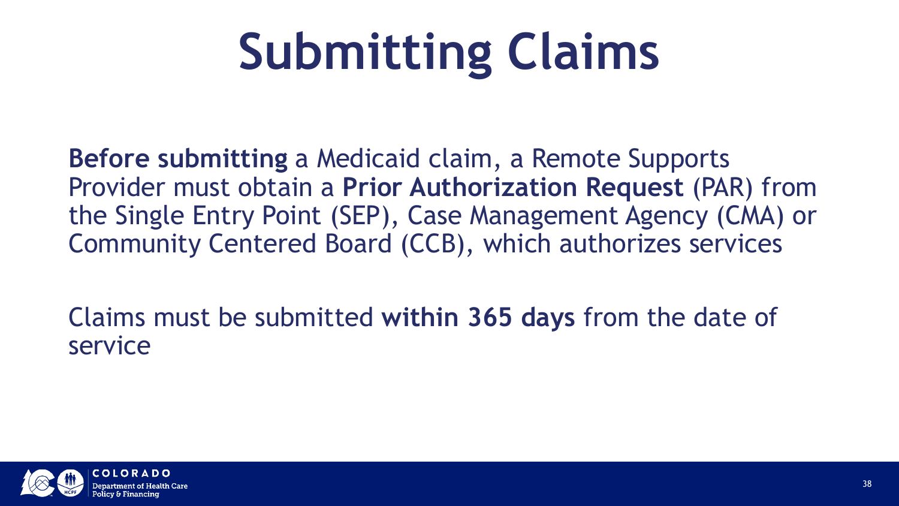# Submitting Claims

**Before submitting** a Medicaid claim, a Remote Supports Provider must obtain a **Prior Authorization Request** (PAR) from the Single Entry Point (SEP), Case Management Agency (CMA) or Community Centered Board (CCB), which authorizes services

Claims must be submitted **within 365 days** from the date of service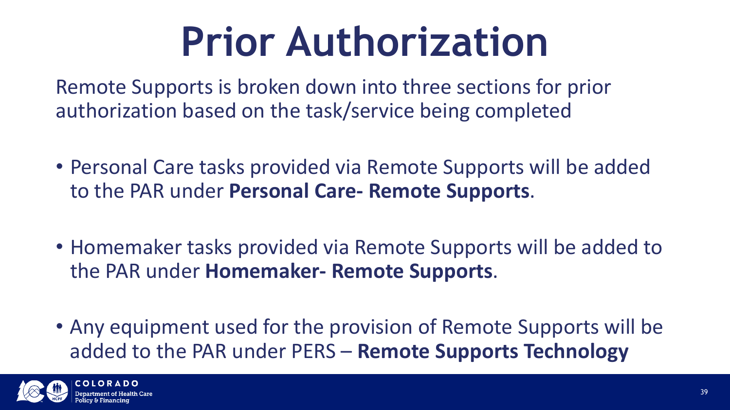# Prior Authorization

Remote Supports is broken down into three sections for prior authorization based on the task/service being completed

- Personal Care tasks provided via Remote Supports will be added to the PAR under **Personal Care- Remote Supports**.
- Homemaker tasks provided via Remote Supports will be added to the PAR under **Homemaker- Remote Supports**.
- Any equipment used for the provision of Remote Supports will be added to the PAR under PERS – **Remote Supports Technology**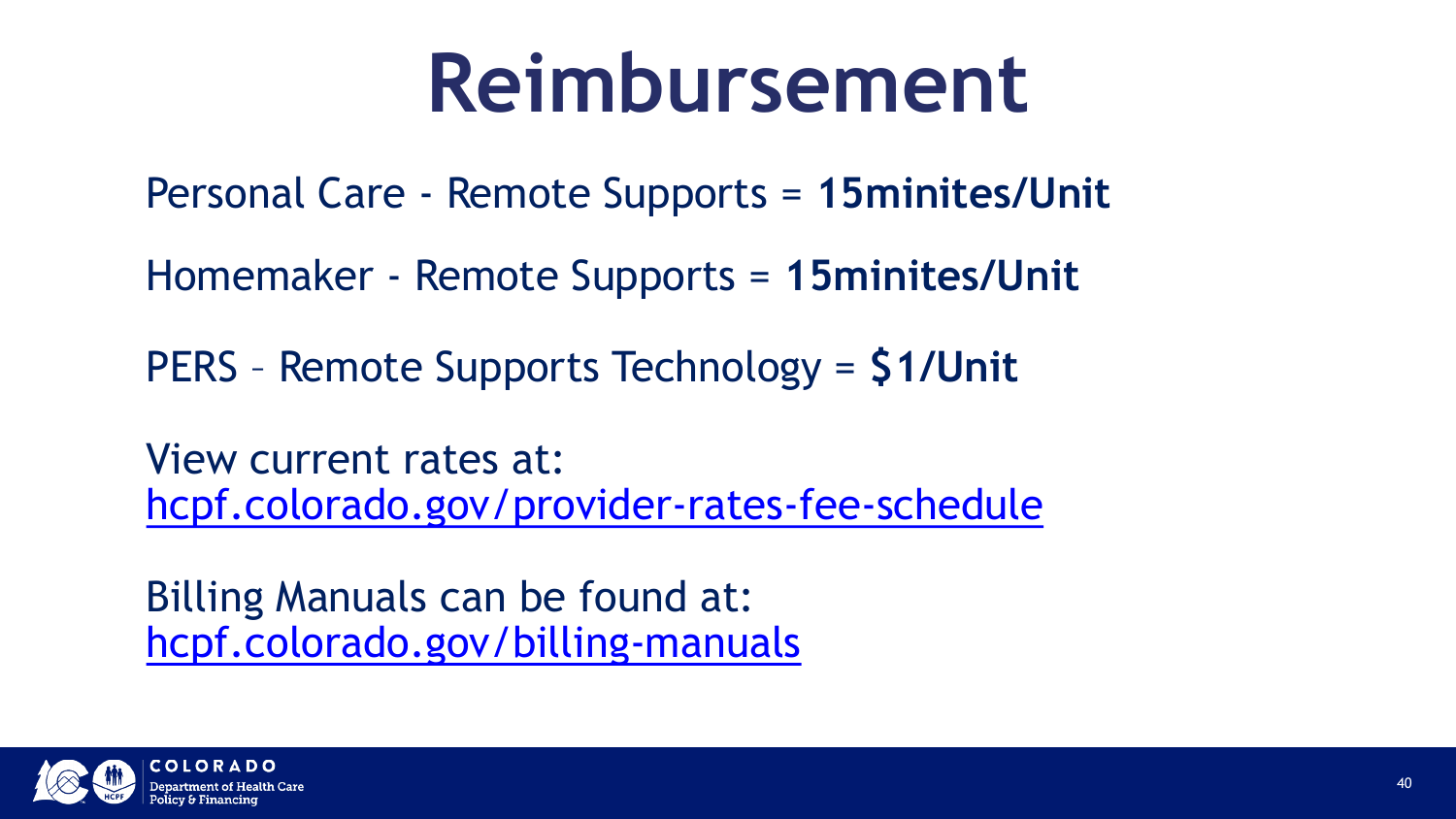# Reimbursement

Personal Care - Remote Supports = **15minites/Unit**

Homemaker - Remote Supports = **15minites/Unit**

PERS – Remote Supports Technology = **$1/Unit**

View current rates at:
hcpf.colorado.gov/provider-rates-fee-schedule

Billing Manuals can be found at:
hcpf.colorado.gov/billing-manuals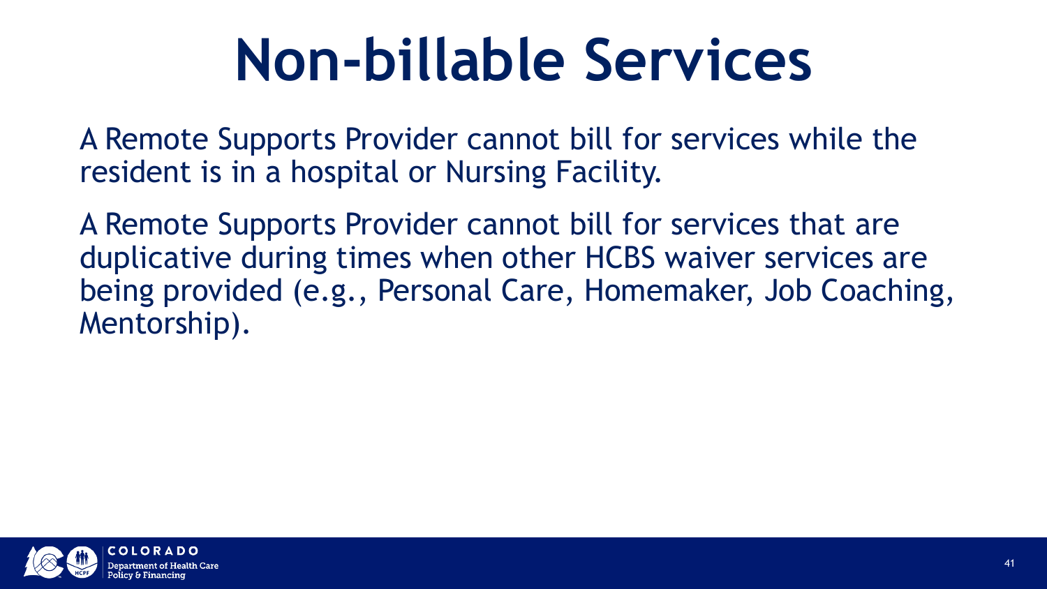# Non-billable Services

A Remote Supports Provider cannot bill for services while the resident is in a hospital or Nursing Facility.

A Remote Supports Provider cannot bill for services that are duplicative during times when other HCBS waiver services are being provided (e.g., Personal Care, Homemaker, Job Coaching, Mentorship).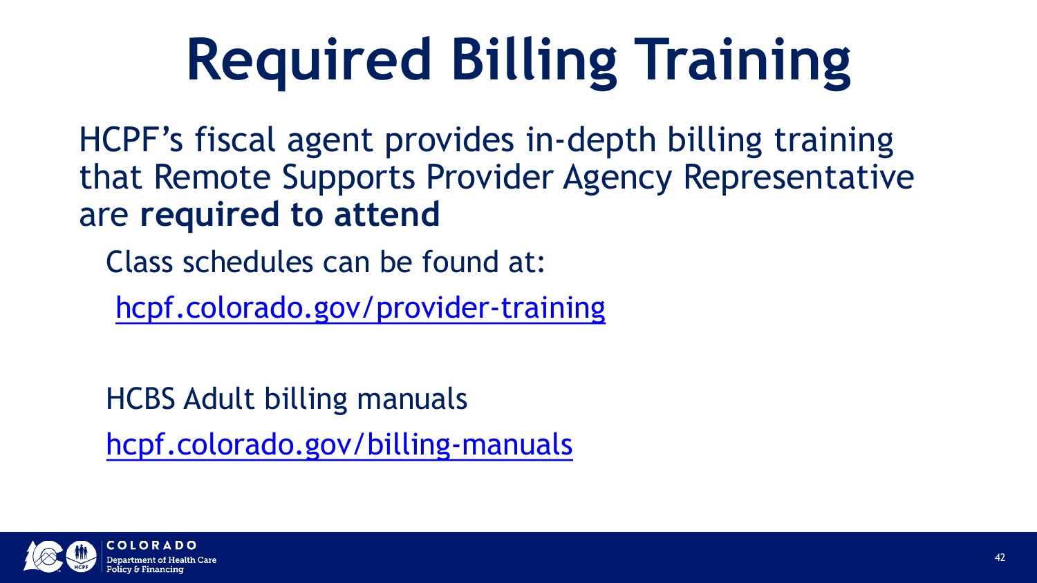# Required Billing Training

HCPF's fiscal agent provides in-depth billing training that Remote Supports Provider Agency Representative are **required to attend**

Class schedules can be found at:

[hcpf.colorado.gov/provider-training](hcpf.colorado.gov/provider-training)

HCBS Adult billing manuals

[hcpf.colorado.gov/billing-manuals](hcpf.colorado.gov/billing-manuals)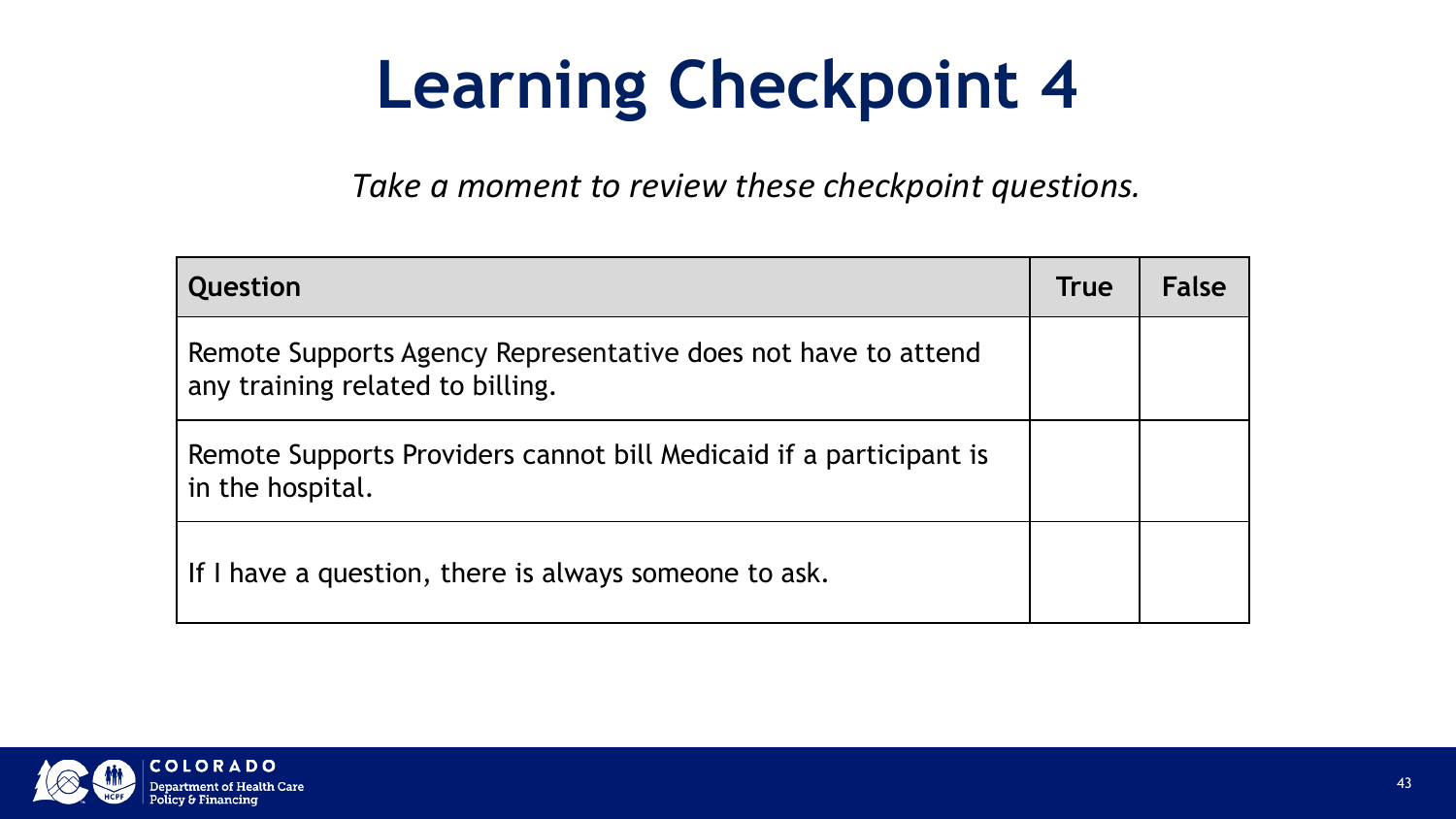# Learning Checkpoint 4

*Take a moment to review these checkpoint questions.*

| Question | True | False |
|---|---|---|
| Remote Supports Agency Representative does not have to attend any training related to billing. | | |
| Remote Supports Providers cannot bill Medicaid if a participant is in the hospital. | | |
| If I have a question, there is always someone to ask. | | |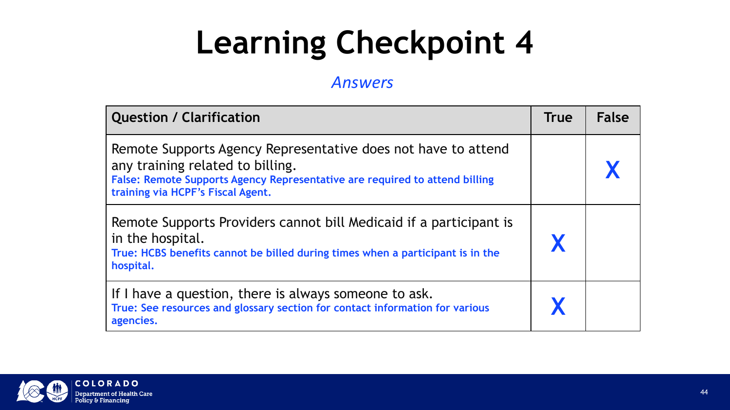# Learning Checkpoint 4

*Answers*

| Question / Clarification | True | False |
| --- | --- | --- |
| Remote Supports Agency Representative does not have to attend any training related to billing. **False: Remote Supports Agency Representative are required to attend billing training via HCPF's Fiscal Agent.** | | X |
| Remote Supports Providers cannot bill Medicaid if a participant is in the hospital. **True: HCBS benefits cannot be billed during times when a participant is in the hospital.** | X | |
| If I have a question, there is always someone to ask. **True: See resources and glossary section for contact information for various agencies.** | X | |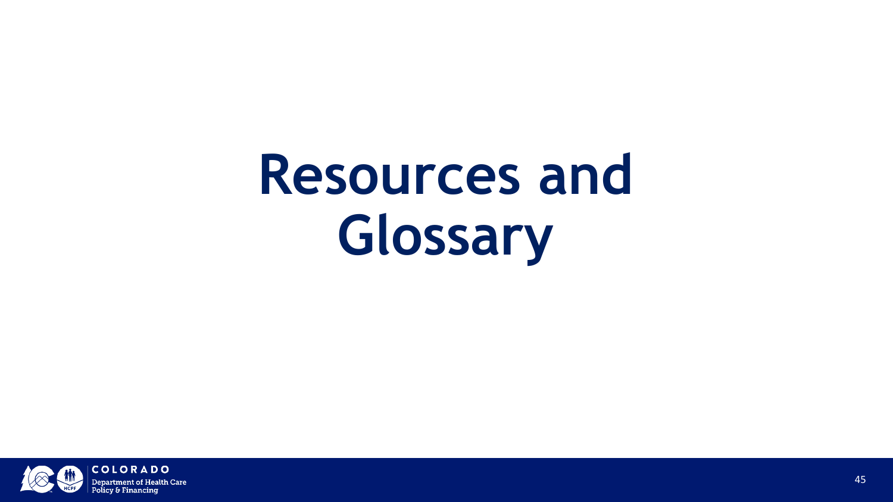# Resources and Glossary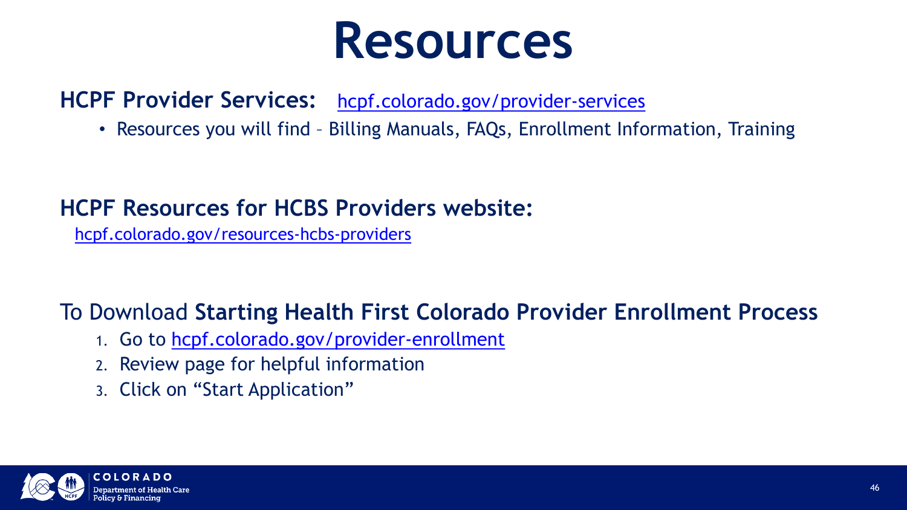# Resources

**HCPF Provider Services:** hcpf.colorado.gov/provider-services

- Resources you will find – Billing Manuals, FAQs, Enrollment Information, Training

**HCPF Resources for HCBS Providers website:**

hcpf.colorado.gov/resources-hcbs-providers

To Download **Starting Health First Colorado Provider Enrollment Process**

1. Go to hcpf.colorado.gov/provider-enrollment
2. Review page for helpful information
3. Click on "Start Application"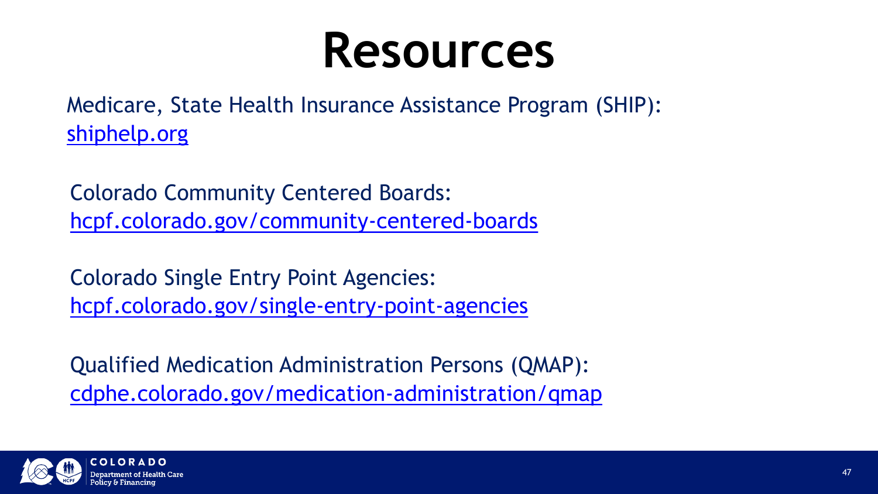# Resources

Medicare, State Health Insurance Assistance Program (SHIP): shiphelp.org

Colorado Community Centered Boards: hcpf.colorado.gov/community-centered-boards

Colorado Single Entry Point Agencies: hcpf.colorado.gov/single-entry-point-agencies

Qualified Medication Administration Persons (QMAP): cdphe.colorado.gov/medication-administration/qmap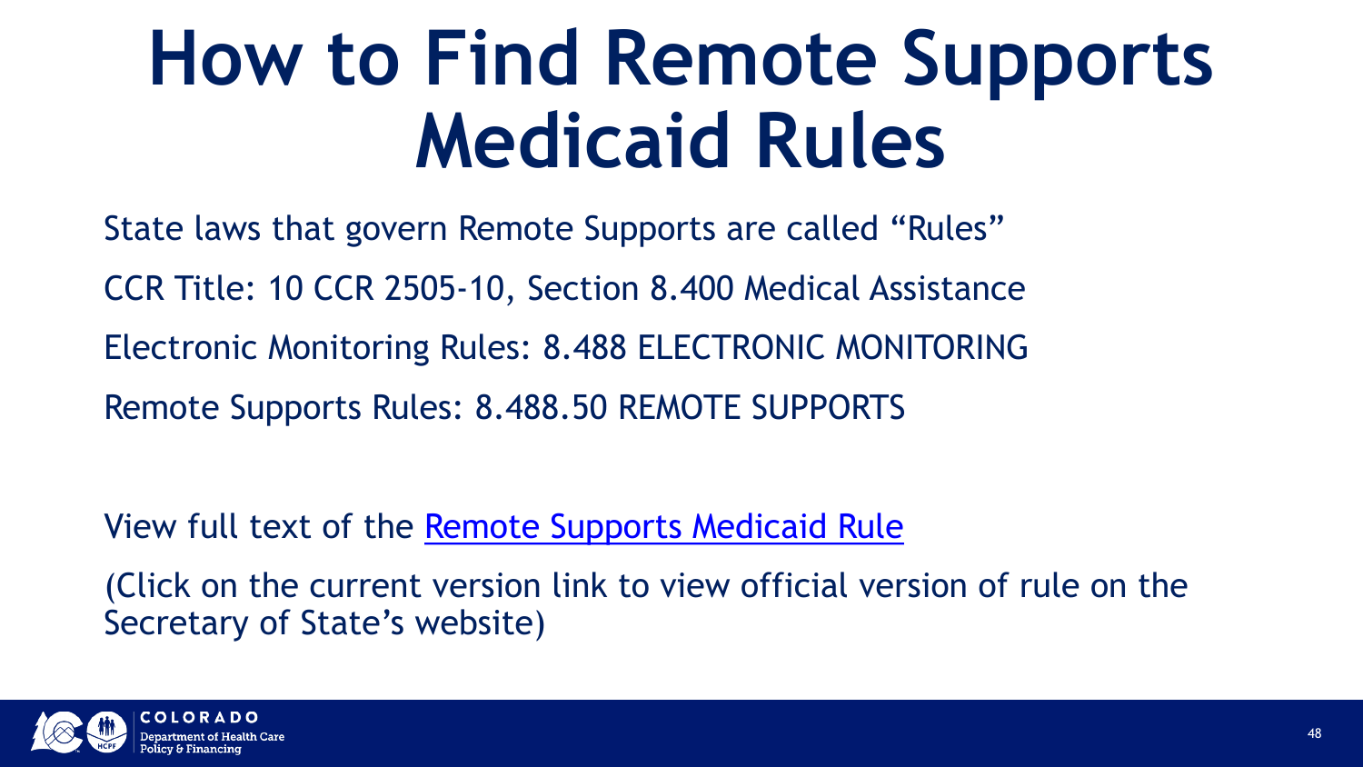# How to Find Remote Supports Medicaid Rules

State laws that govern Remote Supports are called “Rules”

CCR Title: 10 CCR 2505-10, Section 8.400 Medical Assistance

Electronic Monitoring Rules: 8.488 ELECTRONIC MONITORING

Remote Supports Rules: 8.488.50 REMOTE SUPPORTS

View full text of the Remote Supports Medicaid Rule

(Click on the current version link to view official version of rule on the Secretary of State’s website)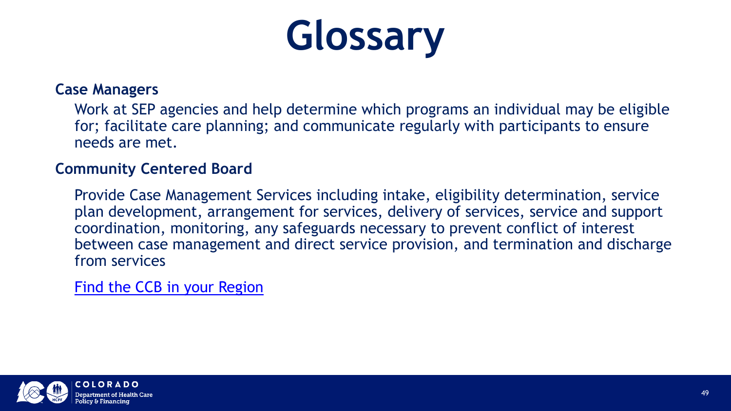# Glossary

**Case Managers**

Work at SEP agencies and help determine which programs an individual may be eligible for; facilitate care planning; and communicate regularly with participants to ensure needs are met.

**Community Centered Board**

Provide Case Management Services including intake, eligibility determination, service plan development, arrangement for services, delivery of services, service and support coordination, monitoring, any safeguards necessary to prevent conflict of interest between case management and direct service provision, and termination and discharge from services

Find the CCB in your Region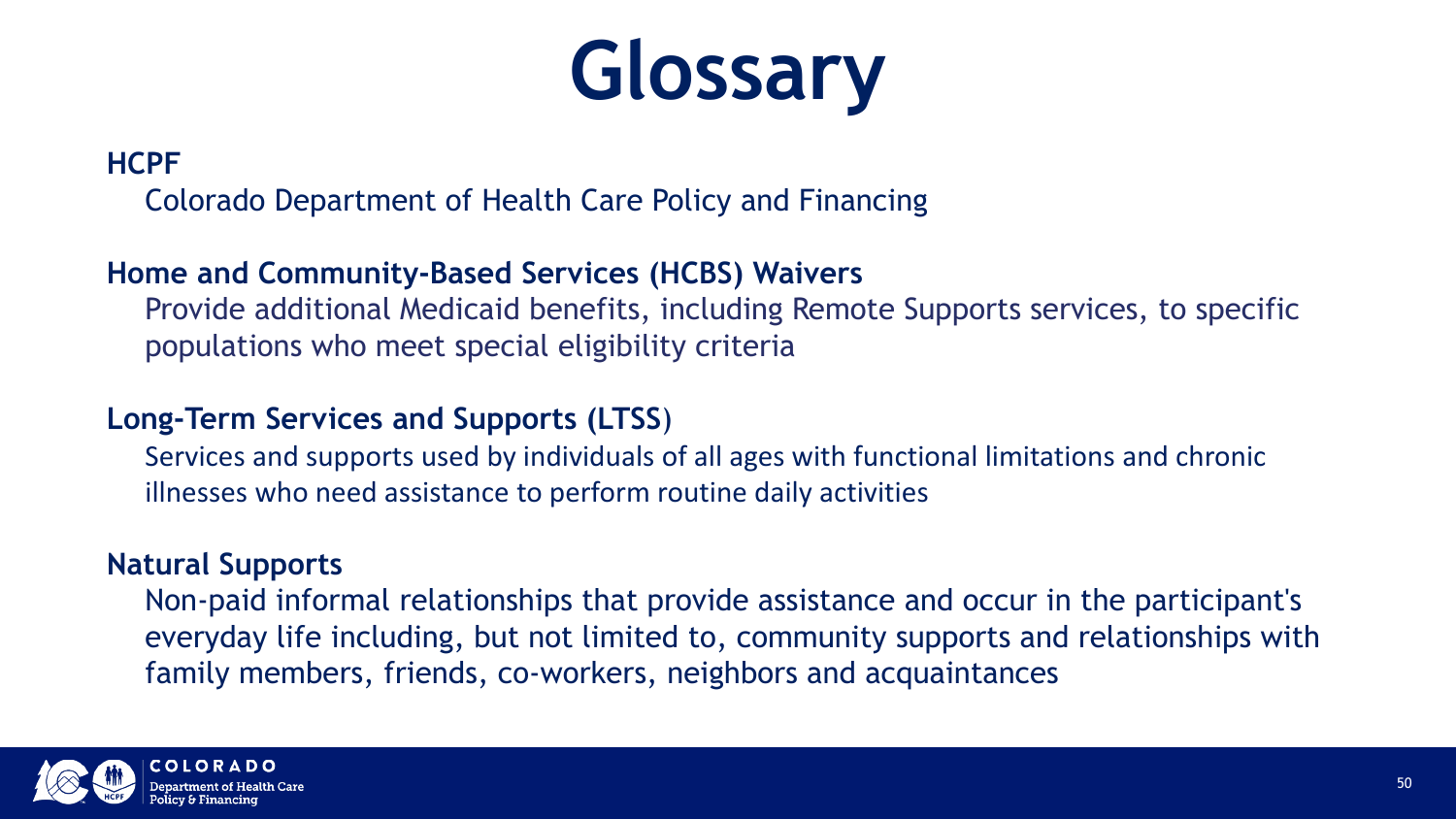# Glossary

**HCPF**

Colorado Department of Health Care Policy and Financing

**Home and Community-Based Services (HCBS) Waivers**

Provide additional Medicaid benefits, including Remote Supports services, to specific populations who meet special eligibility criteria

**Long-Term Services and Supports (LTSS)**

Services and supports used by individuals of all ages with functional limitations and chronic illnesses who need assistance to perform routine daily activities

**Natural Supports**

Non-paid informal relationships that provide assistance and occur in the participant's everyday life including, but not limited to, community supports and relationships with family members, friends, co-workers, neighbors and acquaintances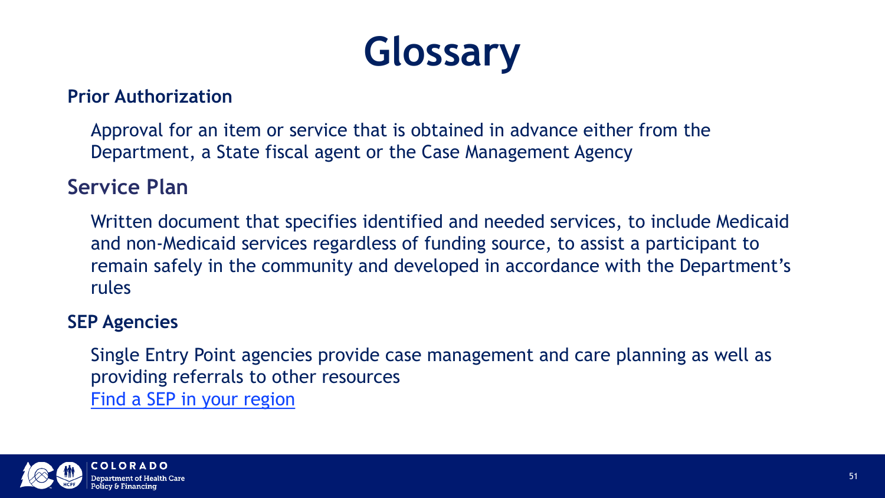# Glossary

### Prior Authorization

Approval for an item or service that is obtained in advance either from the Department, a State fiscal agent or the Case Management Agency

### Service Plan

Written document that specifies identified and needed services, to include Medicaid and non-Medicaid services regardless of funding source, to assist a participant to remain safely in the community and developed in accordance with the Department's rules

### SEP Agencies

Single Entry Point agencies provide case management and care planning as well as providing referrals to other resources
Find a SEP in your region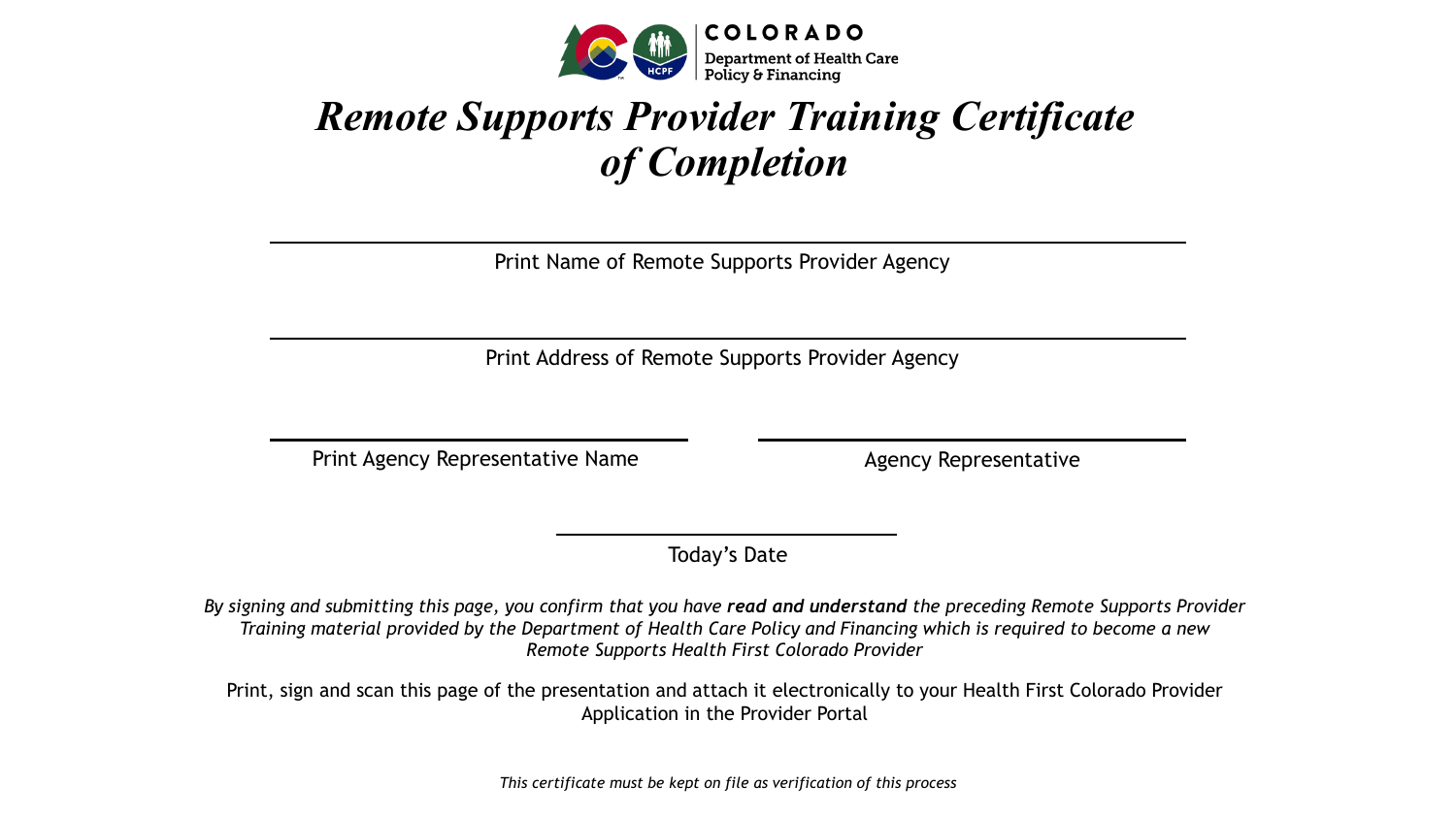COLORADO
Department of Health Care Policy & Financing

# *Remote Supports Provider Training Certificate of Completion*

\_\_\_\_\_\_\_\_\_\_\_\_\_\_\_\_\_\_\_\_\_\_\_\_\_\_\_\_\_\_\_\_\_\_\_\_\_\_\_\_\_\_\_\_

Print Name of Remote Supports Provider Agency

\_\_\_\_\_\_\_\_\_\_\_\_\_\_\_\_\_\_\_\_\_\_\_\_\_\_\_\_\_\_\_\_\_\_\_\_\_\_\_\_\_\_\_\_

Print Address of Remote Supports Provider Agency

\_\_\_\_\_\_\_\_\_\_\_\_\_\_\_\_\_\_\_\_\_\_ \_\_\_\_\_\_\_\_\_\_\_\_\_\_\_\_\_\_\_\_\_\_

Print Agency Representative Name | Agency Representative

\_\_\_\_\_\_\_\_\_\_\_\_\_\_\_\_\_\_

Today's Date

*By signing and submitting this page, you confirm that you have **read and understand** the preceding Remote Supports Provider Training material provided by the Department of Health Care Policy and Financing which is required to become a new Remote Supports Health First Colorado Provider*

Print, sign and scan this page of the presentation and attach it electronically to your Health First Colorado Provider Application in the Provider Portal

*This certificate must be kept on file as verification of this process*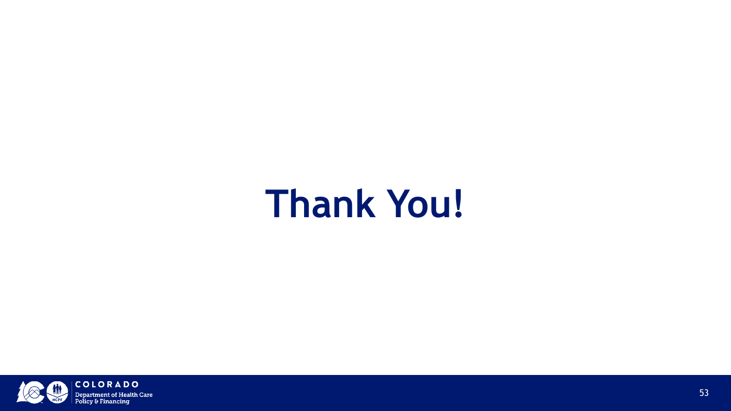# Thank You!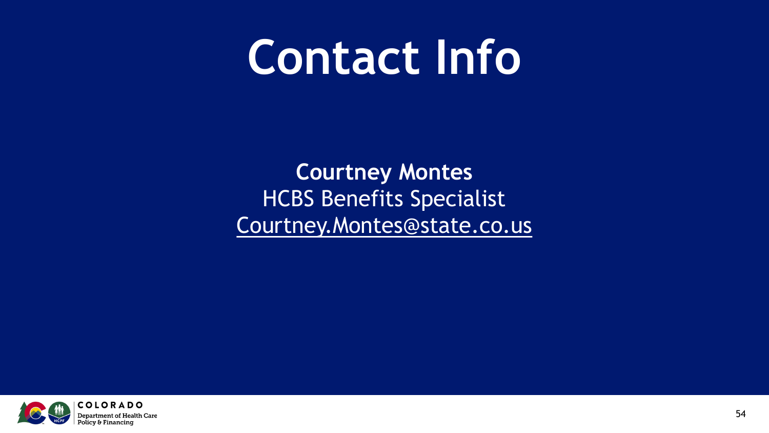# Contact Info

**Courtney Montes**
HCBS Benefits Specialist
Courtney.Montes@state.co.us